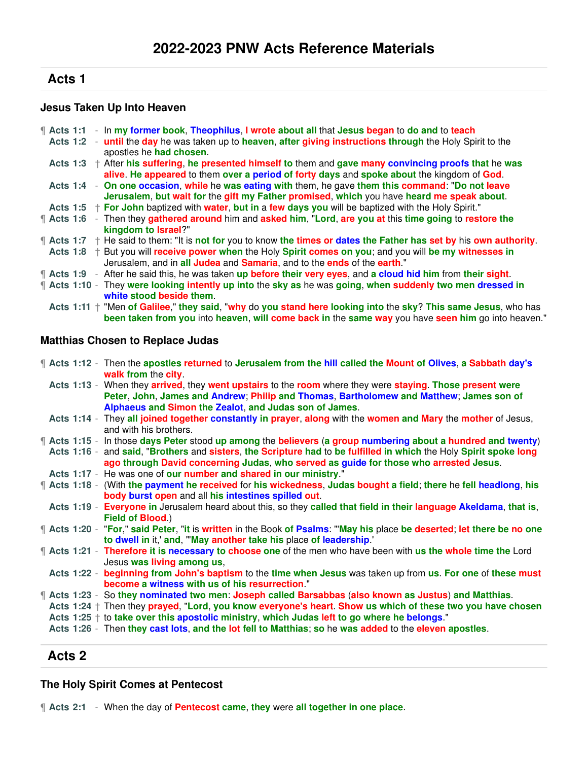# 2022-2023 PNW Acts Reference Materials

## Acts 1

### Jesus Taken Up Into Heaven

¶ **Acts 1:1** - In my former book, Theophilus, I wrote about all that Jesus began to do and to teach
**Acts 1:2** - until the day he was taken up to heaven, after giving instructions through the Holy Spirit to the apostles he had chosen.
**Acts 1:3** † After his suffering, he presented himself to them and gave many convincing proofs that he was alive. He appeared to them over a period of forty days and spoke about the kingdom of God.
**Acts 1:4** - On one occasion, while he was eating with them, he gave them this command: "Do not leave Jerusalem, but wait for the gift my Father promised, which you have heard me speak about.
**Acts 1:5** † For John baptized with water, but in a few days you will be baptized with the Holy Spirit."
¶ **Acts 1:6** - Then they gathered around him and asked him, "Lord, are you at this time going to restore the kingdom to Israel?"
¶ **Acts 1:7** † He said to them: "It is not for you to know the times or dates the Father has set by his own authority.
**Acts 1:8** † But you will receive power when the Holy Spirit comes on you; and you will be my witnesses in Jerusalem, and in all Judea and Samaria, and to the ends of the earth."
¶ **Acts 1:9** - After he said this, he was taken up before their very eyes, and a cloud hid him from their sight.
¶ **Acts 1:10** - They were looking intently up into the sky as he was going, when suddenly two men dressed in white stood beside them.
**Acts 1:11** † "Men of Galilee," they said, "why do you stand here looking into the sky? This same Jesus, who has been taken from you into heaven, will come back in the same way you have seen him go into heaven."

### Matthias Chosen to Replace Judas

¶ **Acts 1:12** - Then the apostles returned to Jerusalem from the hill called the Mount of Olives, a Sabbath day's walk from the city.
**Acts 1:13** - When they arrived, they went upstairs to the room where they were staying. Those present were Peter, John, James and Andrew; Philip and Thomas, Bartholomew and Matthew; James son of Alphaeus and Simon the Zealot, and Judas son of James.
**Acts 1:14** - They all joined together constantly in prayer, along with the women and Mary the mother of Jesus, and with his brothers.
¶ **Acts 1:15** - In those days Peter stood up among the believers (a group numbering about a hundred and twenty)
**Acts 1:16** - and said, "Brothers and sisters, the Scripture had to be fulfilled in which the Holy Spirit spoke long ago through David concerning Judas, who served as guide for those who arrested Jesus.
**Acts 1:17** - He was one of our number and shared in our ministry."
¶ **Acts 1:18** - (With the payment he received for his wickedness, Judas bought a field; there he fell headlong, his body burst open and all his intestines spilled out.
**Acts 1:19** - Everyone in Jerusalem heard about this, so they called that field in their language Akeldama, that is, Field of Blood.)
¶ **Acts 1:20** - "For," said Peter, "it is written in the Book of Psalms: "'May his place be deserted; let there be no one to dwell in it,' and, "'May another take his place of leadership.'
¶ **Acts 1:21** - Therefore it is necessary to choose one of the men who have been with us the whole time the Lord Jesus was living among us,
**Acts 1:22** - beginning from John's baptism to the time when Jesus was taken up from us. For one of these must become a witness with us of his resurrection."
¶ **Acts 1:23** - So they nominated two men: Joseph called Barsabbas (also known as Justus) and Matthias.
**Acts 1:24** † Then they prayed, "Lord, you know everyone's heart. Show us which of these two you have chosen
**Acts 1:25** † to take over this apostolic ministry, which Judas left to go where he belongs."
**Acts 1:26** - Then they cast lots, and the lot fell to Matthias; so he was added to the eleven apostles.

## Acts 2

### The Holy Spirit Comes at Pentecost

¶ **Acts 2:1** - When the day of Pentecost came, they were all together in one place.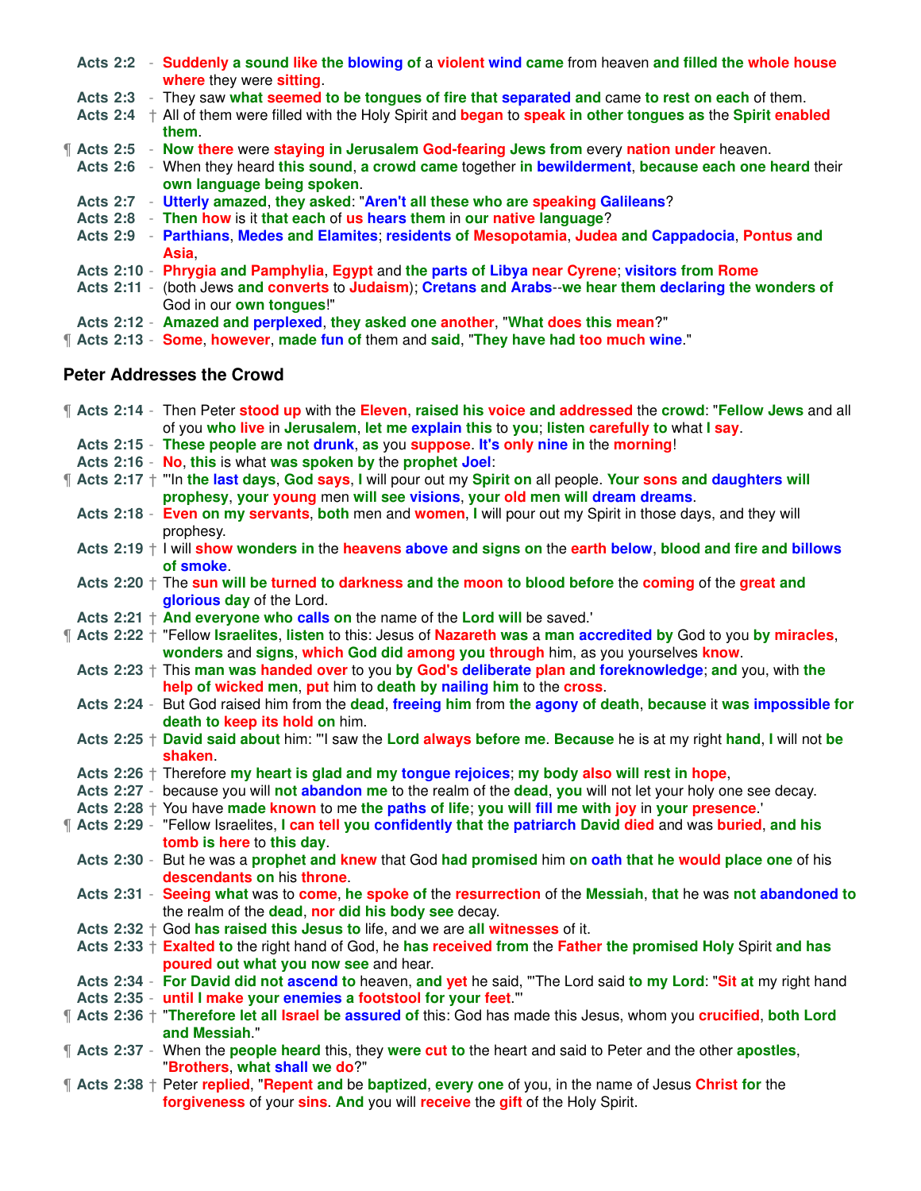Acts 2:2 - Suddenly a sound like the blowing of a violent wind came from heaven and filled the whole house where they were sitting.
Acts 2:3 - They saw what seemed to be tongues of fire that separated and came to rest on each of them.
Acts 2:4 † All of them were filled with the Holy Spirit and began to speak in other tongues as the Spirit enabled them.
¶ Acts 2:5 - Now there were staying in Jerusalem God-fearing Jews from every nation under heaven.
Acts 2:6 - When they heard this sound, a crowd came together in bewilderment, because each one heard their own language being spoken.
Acts 2:7 - Utterly amazed, they asked: "Aren't all these who are speaking Galileans?
Acts 2:8 - Then how is it that each of us hears them in our native language?
Acts 2:9 - Parthians, Medes and Elamites; residents of Mesopotamia, Judea and Cappadocia, Pontus and Asia,
Acts 2:10 - Phrygia and Pamphylia, Egypt and the parts of Libya near Cyrene; visitors from Rome
Acts 2:11 - (both Jews and converts to Judaism); Cretans and Arabs--we hear them declaring the wonders of God in our own tongues!"
Acts 2:12 - Amazed and perplexed, they asked one another, "What does this mean?"
¶ Acts 2:13 - Some, however, made fun of them and said, "They have had too much wine."

## Peter Addresses the Crowd

¶ Acts 2:14 - Then Peter stood up with the Eleven, raised his voice and addressed the crowd: "Fellow Jews and all of you who live in Jerusalem, let me explain this to you; listen carefully to what I say.
Acts 2:15 - These people are not drunk, as you suppose. It's only nine in the morning!
Acts 2:16 - No, this is what was spoken by the prophet Joel:
¶ Acts 2:17 † "'In the last days, God says, I will pour out my Spirit on all people. Your sons and daughters will prophesy, your young men will see visions, your old men will dream dreams.
Acts 2:18 - Even on my servants, both men and women, I will pour out my Spirit in those days, and they will prophesy.
Acts 2:19 † I will show wonders in the heavens above and signs on the earth below, blood and fire and billows of smoke.
Acts 2:20 † The sun will be turned to darkness and the moon to blood before the coming of the great and glorious day of the Lord.
Acts 2:21 † And everyone who calls on the name of the Lord will be saved.'
¶ Acts 2:22 † "Fellow Israelites, listen to this: Jesus of Nazareth was a man accredited by God to you by miracles, wonders and signs, which God did among you through him, as you yourselves know.
Acts 2:23 † This man was handed over to you by God's deliberate plan and foreknowledge; and you, with the help of wicked men, put him to death by nailing him to the cross.
Acts 2:24 - But God raised him from the dead, freeing him from the agony of death, because it was impossible for death to keep its hold on him.
Acts 2:25 † David said about him: "'I saw the Lord always before me. Because he is at my right hand, I will not be shaken.
Acts 2:26 † Therefore my heart is glad and my tongue rejoices; my body also will rest in hope,
Acts 2:27 - because you will not abandon me to the realm of the dead, you will not let your holy one see decay.
Acts 2:28 † You have made known to me the paths of life; you will fill me with joy in your presence.'
¶ Acts 2:29 - "Fellow Israelites, I can tell you confidently that the patriarch David died and was buried, and his tomb is here to this day.
Acts 2:30 - But he was a prophet and knew that God had promised him on oath that he would place one of his descendants on his throne.
Acts 2:31 - Seeing what was to come, he spoke of the resurrection of the Messiah, that he was not abandoned to the realm of the dead, nor did his body see decay.
Acts 2:32 † God has raised this Jesus to life, and we are all witnesses of it.
Acts 2:33 † Exalted to the right hand of God, he has received from the Father the promised Holy Spirit and has poured out what you now see and hear.
Acts 2:34 - For David did not ascend to heaven, and yet he said, "'The Lord said to my Lord: "Sit at my right hand
Acts 2:35 - until I make your enemies a footstool for your feet."'
¶ Acts 2:36 † "Therefore let all Israel be assured of this: God has made this Jesus, whom you crucified, both Lord and Messiah."
¶ Acts 2:37 - When the people heard this, they were cut to the heart and said to Peter and the other apostles, "Brothers, what shall we do?"
¶ Acts 2:38 † Peter replied, "Repent and be baptized, every one of you, in the name of Jesus Christ for the forgiveness of your sins. And you will receive the gift of the Holy Spirit.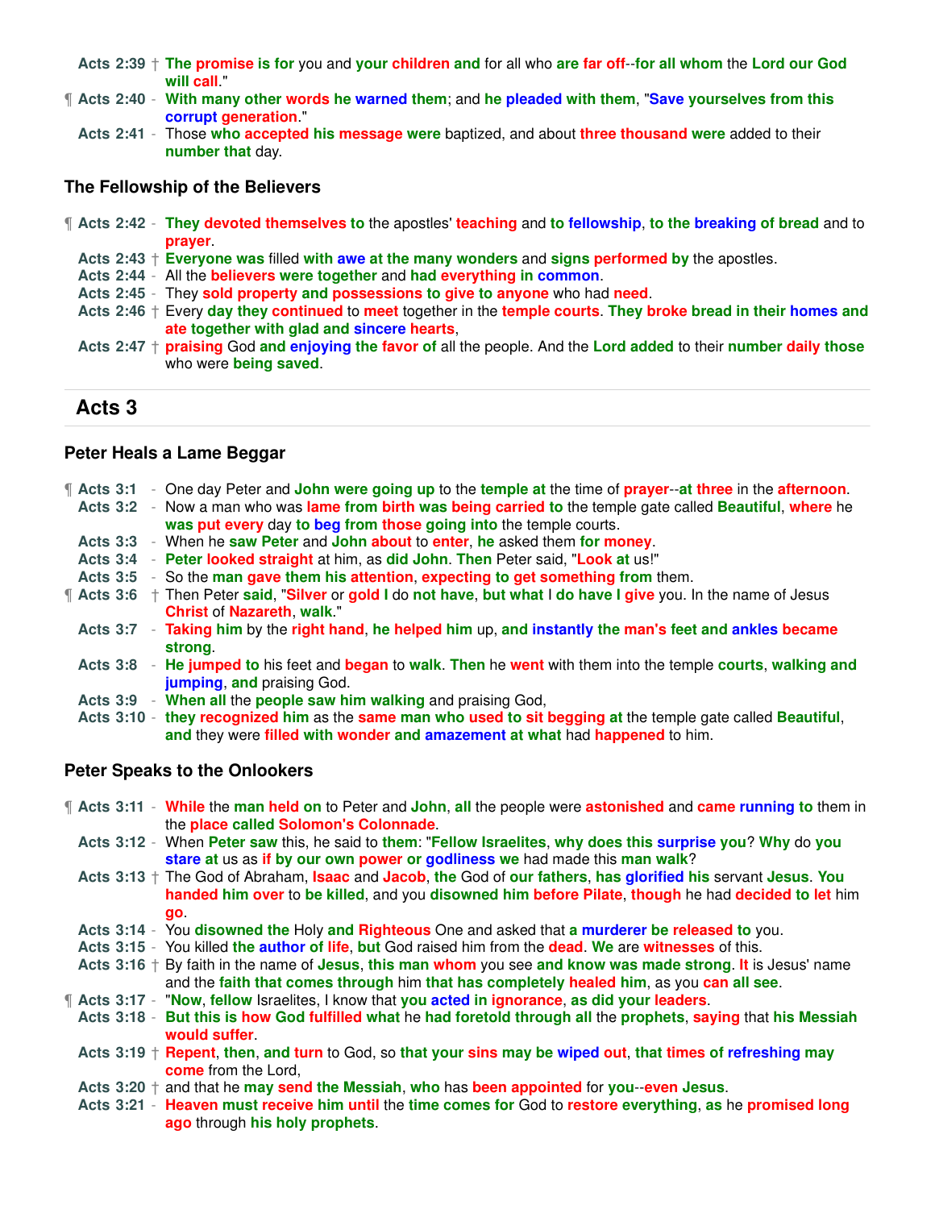Acts 2:39 † The promise is for you and your children and for all who are far off--for all whom the Lord our God will call."

¶ Acts 2:40 - With many other words he warned them; and he pleaded with them, "Save yourselves from this corrupt generation."

Acts 2:41 - Those who accepted his message were baptized, and about three thousand were added to their number that day.

### The Fellowship of the Believers

¶ Acts 2:42 - They devoted themselves to the apostles' teaching and to fellowship, to the breaking of bread and to prayer.

Acts 2:43 † Everyone was filled with awe at the many wonders and signs performed by the apostles.

Acts 2:44 - All the believers were together and had everything in common.

Acts 2:45 - They sold property and possessions to give to anyone who had need.

Acts 2:46 † Every day they continued to meet together in the temple courts. They broke bread in their homes and ate together with glad and sincere hearts,

Acts 2:47 † praising God and enjoying the favor of all the people. And the Lord added to their number daily those who were being saved.

## Acts 3

### Peter Heals a Lame Beggar

¶ Acts 3:1 - One day Peter and John were going up to the temple at the time of prayer--at three in the afternoon.

Acts 3:2 - Now a man who was lame from birth was being carried to the temple gate called Beautiful, where he was put every day to beg from those going into the temple courts.

Acts 3:3 - When he saw Peter and John about to enter, he asked them for money.

Acts 3:4 - Peter looked straight at him, as did John. Then Peter said, "Look at us!"

Acts 3:5 - So the man gave them his attention, expecting to get something from them.

¶ Acts 3:6 † Then Peter said, "Silver or gold I do not have, but what I do have I give you. In the name of Jesus Christ of Nazareth, walk."

Acts 3:7 - Taking him by the right hand, he helped him up, and instantly the man's feet and ankles became strong.

Acts 3:8 - He jumped to his feet and began to walk. Then he went with them into the temple courts, walking and jumping, and praising God.

Acts 3:9 - When all the people saw him walking and praising God,

Acts 3:10 - they recognized him as the same man who used to sit begging at the temple gate called Beautiful, and they were filled with wonder and amazement at what had happened to him.

### Peter Speaks to the Onlookers

¶ Acts 3:11 - While the man held on to Peter and John, all the people were astonished and came running to them in the place called Solomon's Colonnade.

Acts 3:12 - When Peter saw this, he said to them: "Fellow Israelites, why does this surprise you? Why do you stare at us as if by our own power or godliness we had made this man walk?

Acts 3:13 † The God of Abraham, Isaac and Jacob, the God of our fathers, has glorified his servant Jesus. You handed him over to be killed, and you disowned him before Pilate, though he had decided to let him go.

Acts 3:14 - You disowned the Holy and Righteous One and asked that a murderer be released to you.

Acts 3:15 - You killed the author of life, but God raised him from the dead. We are witnesses of this.

Acts 3:16 † By faith in the name of Jesus, this man whom you see and know was made strong. It is Jesus' name and the faith that comes through him that has completely healed him, as you can all see.

¶ Acts 3:17 - "Now, fellow Israelites, I know that you acted in ignorance, as did your leaders.

Acts 3:18 - But this is how God fulfilled what he had foretold through all the prophets, saying that his Messiah would suffer.

Acts 3:19 † Repent, then, and turn to God, so that your sins may be wiped out, that times of refreshing may come from the Lord,

Acts 3:20 † and that he may send the Messiah, who has been appointed for you--even Jesus.

Acts 3:21 - Heaven must receive him until the time comes for God to restore everything, as he promised long ago through his holy prophets.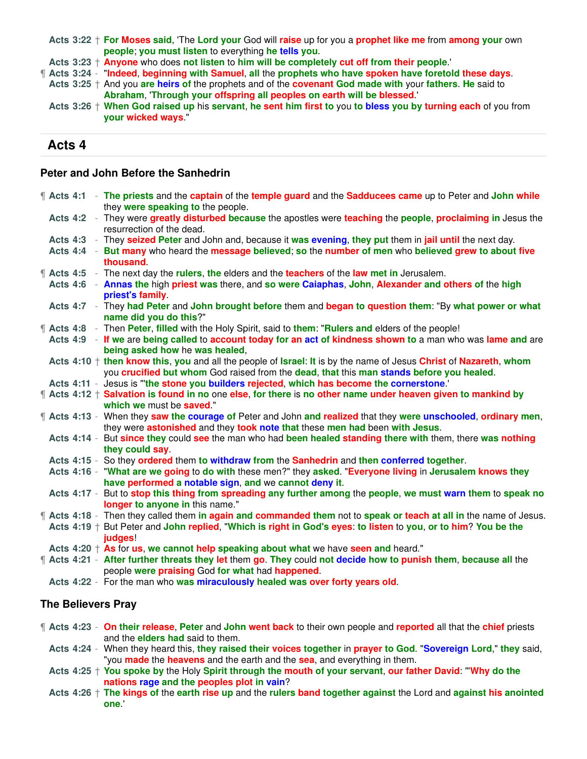Acts 3:22 † For Moses said, 'The Lord your God will raise up for you a prophet like me from among your own people; you must listen to everything he tells you.

Acts 3:23 † Anyone who does not listen to him will be completely cut off from their people.'

¶ Acts 3:24 - "Indeed, beginning with Samuel, all the prophets who have spoken have foretold these days.

Acts 3:25 † And you are heirs of the prophets and of the covenant God made with your fathers. He said to Abraham, 'Through your offspring all peoples on earth will be blessed.'

Acts 3:26 † When God raised up his servant, he sent him first to you to bless you by turning each of you from your wicked ways."

## Acts 4

### Peter and John Before the Sanhedrin

¶ Acts 4:1 - The priests and the captain of the temple guard and the Sadducees came up to Peter and John while they were speaking to the people.

Acts 4:2 - They were greatly disturbed because the apostles were teaching the people, proclaiming in Jesus the resurrection of the dead.

Acts 4:3 - They seized Peter and John and, because it was evening, they put them in jail until the next day.

Acts 4:4 - But many who heard the message believed; so the number of men who believed grew to about five thousand.

¶ Acts 4:5 - The next day the rulers, the elders and the teachers of the law met in Jerusalem.

Acts 4:6 - Annas the high priest was there, and so were Caiaphas, John, Alexander and others of the high priest's family.

Acts 4:7 - They had Peter and John brought before them and began to question them: "By what power or what name did you do this?"

¶ Acts 4:8 - Then Peter, filled with the Holy Spirit, said to them: "Rulers and elders of the people!

Acts 4:9 - If we are being called to account today for an act of kindness shown to a man who was lame and are being asked how he was healed,

Acts 4:10 † then know this, you and all the people of Israel: It is by the name of Jesus Christ of Nazareth, whom you crucified but whom God raised from the dead, that this man stands before you healed.

Acts 4:11 - Jesus is "'the stone you builders rejected, which has become the cornerstone.'

¶ Acts 4:12 † Salvation is found in no one else, for there is no other name under heaven given to mankind by which we must be saved."

¶ Acts 4:13 - When they saw the courage of Peter and John and realized that they were unschooled, ordinary men, they were astonished and they took note that these men had been with Jesus.

Acts 4:14 - But since they could see the man who had been healed standing there with them, there was nothing they could say.

Acts 4:15 - So they ordered them to withdraw from the Sanhedrin and then conferred together.

Acts 4:16 - "What are we going to do with these men?" they asked. "Everyone living in Jerusalem knows they have performed a notable sign, and we cannot deny it.

Acts 4:17 - But to stop this thing from spreading any further among the people, we must warn them to speak no longer to anyone in this name."

¶ Acts 4:18 - Then they called them in again and commanded them not to speak or teach at all in the name of Jesus.

Acts 4:19 † But Peter and John replied, "Which is right in God's eyes: to listen to you, or to him? You be the judges!

Acts 4:20 † As for us, we cannot help speaking about what we have seen and heard."

¶ Acts 4:21 - After further threats they let them go. They could not decide how to punish them, because all the people were praising God for what had happened.

Acts 4:22 - For the man who was miraculously healed was over forty years old.

### The Believers Pray

¶ Acts 4:23 - On their release, Peter and John went back to their own people and reported all that the chief priests and the elders had said to them.

Acts 4:24 - When they heard this, they raised their voices together in prayer to God. "Sovereign Lord," they said, "you made the heavens and the earth and the sea, and everything in them.

Acts 4:25 † You spoke by the Holy Spirit through the mouth of your servant, our father David: "'Why do the nations rage and the peoples plot in vain?

Acts 4:26 † The kings of the earth rise up and the rulers band together against the Lord and against his anointed one.'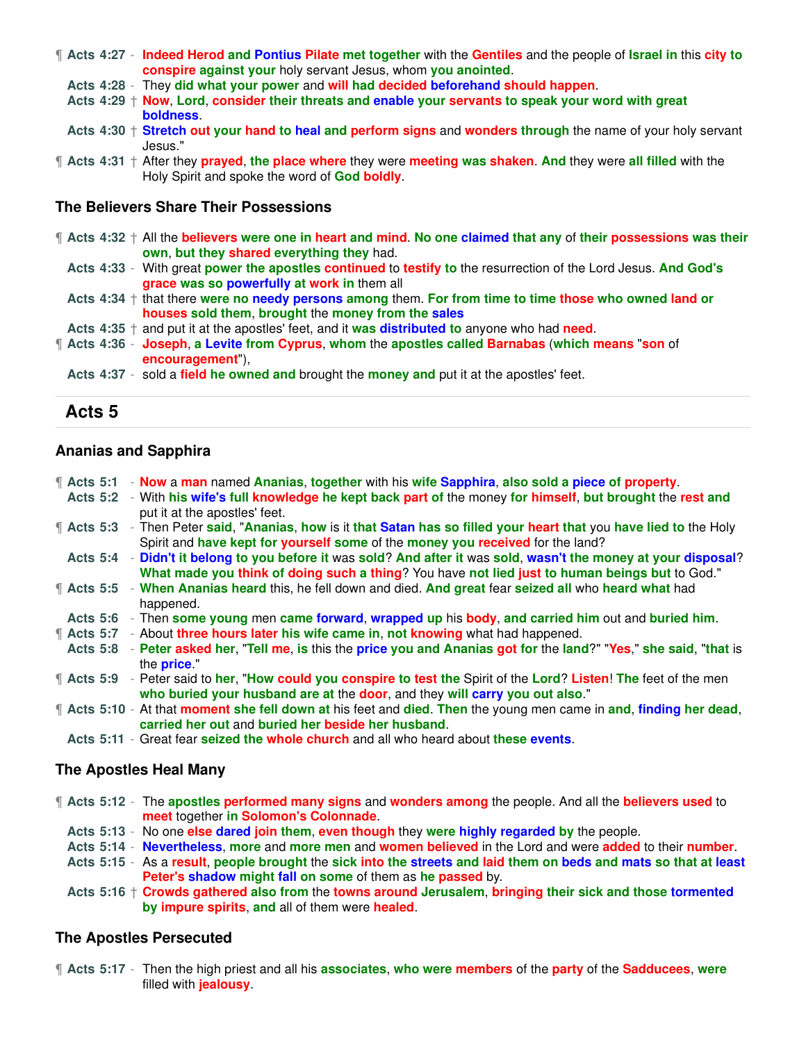¶ **Acts 4:27** - Indeed Herod and Pontius Pilate met together with the Gentiles and the people of Israel in this city to conspire against your holy servant Jesus, whom you anointed.

**Acts 4:28** - They did what your power and will had decided beforehand should happen.

**Acts 4:29** † Now, Lord, consider their threats and enable your servants to speak your word with great boldness.

**Acts 4:30** † Stretch out your hand to heal and perform signs and wonders through the name of your holy servant Jesus."

¶ **Acts 4:31** † After they prayed, the place where they were meeting was shaken. And they were all filled with the Holy Spirit and spoke the word of God boldly.

### The Believers Share Their Possessions

¶ **Acts 4:32** † All the believers were one in heart and mind. No one claimed that any of their possessions was their own, but they shared everything they had.

**Acts 4:33** - With great power the apostles continued to testify to the resurrection of the Lord Jesus. And God's grace was so powerfully at work in them all

**Acts 4:34** † that there were no needy persons among them. For from time to time those who owned land or houses sold them, brought the money from the sales

**Acts 4:35** † and put it at the apostles' feet, and it was distributed to anyone who had need.

¶ **Acts 4:36** - Joseph, a Levite from Cyprus, whom the apostles called Barnabas (which means "son of encouragement"),

**Acts 4:37** - sold a field he owned and brought the money and put it at the apostles' feet.

## Acts 5

### Ananias and Sapphira

¶ **Acts 5:1** - Now a man named Ananias, together with his wife Sapphira, also sold a piece of property.

**Acts 5:2** - With his wife's full knowledge he kept back part of the money for himself, but brought the rest and put it at the apostles' feet.

¶ **Acts 5:3** - Then Peter said, "Ananias, how is it that Satan has so filled your heart that you have lied to the Holy Spirit and have kept for yourself some of the money you received for the land?

**Acts 5:4** - Didn't it belong to you before it was sold? And after it was sold, wasn't the money at your disposal? What made you think of doing such a thing? You have not lied just to human beings but to God."

¶ **Acts 5:5** - When Ananias heard this, he fell down and died. And great fear seized all who heard what had happened.

**Acts 5:6** - Then some young men came forward, wrapped up his body, and carried him out and buried him.

¶ **Acts 5:7** - About three hours later his wife came in, not knowing what had happened.

**Acts 5:8** - Peter asked her, "Tell me, is this the price you and Ananias got for the land?" "Yes," she said, "that is the price."

¶ **Acts 5:9** - Peter said to her, "How could you conspire to test the Spirit of the Lord? Listen! The feet of the men who buried your husband are at the door, and they will carry you out also."

¶ **Acts 5:10** - At that moment she fell down at his feet and died. Then the young men came in and, finding her dead, carried her out and buried her beside her husband.

**Acts 5:11** - Great fear seized the whole church and all who heard about these events.

### The Apostles Heal Many

¶ **Acts 5:12** - The apostles performed many signs and wonders among the people. And all the believers used to meet together in Solomon's Colonnade.

**Acts 5:13** - No one else dared join them, even though they were highly regarded by the people.

**Acts 5:14** - Nevertheless, more and more men and women believed in the Lord and were added to their number.

**Acts 5:15** - As a result, people brought the sick into the streets and laid them on beds and mats so that at least Peter's shadow might fall on some of them as he passed by.

**Acts 5:16** † Crowds gathered also from the towns around Jerusalem, bringing their sick and those tormented by impure spirits, and all of them were healed.

### The Apostles Persecuted

¶ **Acts 5:17** - Then the high priest and all his associates, who were members of the party of the Sadducees, were filled with jealousy.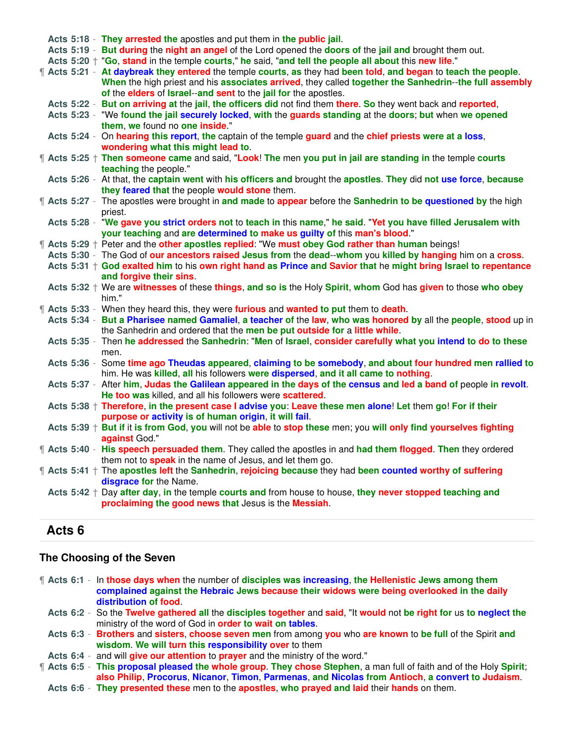Acts 5:18 - They arrested the apostles and put them in the public jail.
Acts 5:19 - But during the night an angel of the Lord opened the doors of the jail and brought them out.
Acts 5:20 † "Go, stand in the temple courts," he said, "and tell the people all about this new life."
¶ Acts 5:21 - At daybreak they entered the temple courts, as they had been told, and began to teach the people. When the high priest and his associates arrived, they called together the Sanhedrin--the full assembly of the elders of Israel--and sent to the jail for the apostles.
Acts 5:22 - But on arriving at the jail, the officers did not find them there. So they went back and reported,
Acts 5:23 - "We found the jail securely locked, with the guards standing at the doors; but when we opened them, we found no one inside."
Acts 5:24 - On hearing this report, the captain of the temple guard and the chief priests were at a loss, wondering what this might lead to.
¶ Acts 5:25 † Then someone came and said, "Look! The men you put in jail are standing in the temple courts teaching the people."
Acts 5:26 - At that, the captain went with his officers and brought the apostles. They did not use force, because they feared that the people would stone them.
¶ Acts 5:27 - The apostles were brought in and made to appear before the Sanhedrin to be questioned by the high priest.
Acts 5:28 - "We gave you strict orders not to teach in this name," he said. "Yet you have filled Jerusalem with your teaching and are determined to make us guilty of this man's blood."
¶ Acts 5:29 † Peter and the other apostles replied: "We must obey God rather than human beings!
Acts 5:30 - The God of our ancestors raised Jesus from the dead--whom you killed by hanging him on a cross.
Acts 5:31 † God exalted him to his own right hand as Prince and Savior that he might bring Israel to repentance and forgive their sins.
Acts 5:32 † We are witnesses of these things, and so is the Holy Spirit, whom God has given to those who obey him."
¶ Acts 5:33 - When they heard this, they were furious and wanted to put them to death.
Acts 5:34 - But a Pharisee named Gamaliel, a teacher of the law, who was honored by all the people, stood up in the Sanhedrin and ordered that the men be put outside for a little while.
Acts 5:35 - Then he addressed the Sanhedrin: "Men of Israel, consider carefully what you intend to do to these men.
Acts 5:36 - Some time ago Theudas appeared, claiming to be somebody, and about four hundred men rallied to him. He was killed, all his followers were dispersed, and it all came to nothing.
Acts 5:37 - After him, Judas the Galilean appeared in the days of the census and led a band of people in revolt. He too was killed, and all his followers were scattered.
Acts 5:38 † Therefore, in the present case I advise you: Leave these men alone! Let them go! For if their purpose or activity is of human origin, it will fail.
Acts 5:39 † But if it is from God, you will not be able to stop these men; you will only find yourselves fighting against God."
¶ Acts 5:40 - His speech persuaded them. They called the apostles in and had them flogged. Then they ordered them not to speak in the name of Jesus, and let them go.
¶ Acts 5:41 † The apostles left the Sanhedrin, rejoicing because they had been counted worthy of suffering disgrace for the Name.
Acts 5:42 † Day after day, in the temple courts and from house to house, they never stopped teaching and proclaiming the good news that Jesus is the Messiah.

## Acts 6

### The Choosing of the Seven

¶ Acts 6:1 - In those days when the number of disciples was increasing, the Hellenistic Jews among them complained against the Hebraic Jews because their widows were being overlooked in the daily distribution of food.
Acts 6:2 - So the Twelve gathered all the disciples together and said, "It would not be right for us to neglect the ministry of the word of God in order to wait on tables.
Acts 6:3 - Brothers and sisters, choose seven men from among you who are known to be full of the Spirit and wisdom. We will turn this responsibility over to them
Acts 6:4 - and will give our attention to prayer and the ministry of the word."
¶ Acts 6:5 - This proposal pleased the whole group. They chose Stephen, a man full of faith and of the Holy Spirit; also Philip, Procorus, Nicanor, Timon, Parmenas, and Nicolas from Antioch, a convert to Judaism.
Acts 6:6 - They presented these men to the apostles, who prayed and laid their hands on them.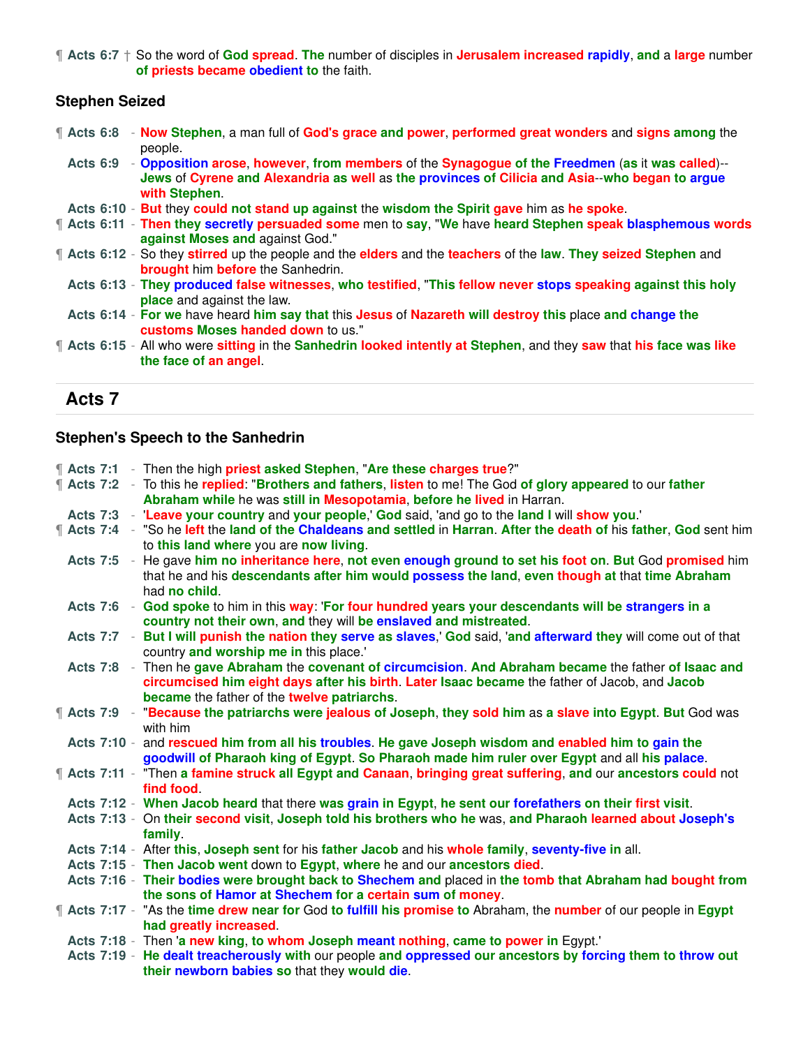¶ **Acts 6:7** † So the word of God spread. The number of disciples in Jerusalem increased rapidly, and a large number of priests became obedient to the faith.

### Stephen Seized

¶ **Acts 6:8** - Now Stephen, a man full of God's grace and power, performed great wonders and signs among the people.

**Acts 6:9** - Opposition arose, however, from members of the Synagogue of the Freedmen (as it was called)--Jews of Cyrene and Alexandria as well as the provinces of Cilicia and Asia--who began to argue with Stephen.

**Acts 6:10** - But they could not stand up against the wisdom the Spirit gave him as he spoke.

¶ **Acts 6:11** - Then they secretly persuaded some men to say, "We have heard Stephen speak blasphemous words against Moses and against God."

¶ **Acts 6:12** - So they stirred up the people and the elders and the teachers of the law. They seized Stephen and brought him before the Sanhedrin.

**Acts 6:13** - They produced false witnesses, who testified, "This fellow never stops speaking against this holy place and against the law.

**Acts 6:14** - For we have heard him say that this Jesus of Nazareth will destroy this place and change the customs Moses handed down to us."

¶ **Acts 6:15** - All who were sitting in the Sanhedrin looked intently at Stephen, and they saw that his face was like the face of an angel.

## Acts 7

### Stephen's Speech to the Sanhedrin

¶ **Acts 7:1** - Then the high priest asked Stephen, "Are these charges true?"

¶ **Acts 7:2** - To this he replied: "Brothers and fathers, listen to me! The God of glory appeared to our father Abraham while he was still in Mesopotamia, before he lived in Harran.

**Acts 7:3** - 'Leave your country and your people,' God said, 'and go to the land I will show you.'

¶ **Acts 7:4** - "So he left the land of the Chaldeans and settled in Harran. After the death of his father, God sent him to this land where you are now living.

**Acts 7:5** - He gave him no inheritance here, not even enough ground to set his foot on. But God promised him that he and his descendants after him would possess the land, even though at that time Abraham had no child.

**Acts 7:6** - God spoke to him in this way: 'For four hundred years your descendants will be strangers in a country not their own, and they will be enslaved and mistreated.

**Acts 7:7** - But I will punish the nation they serve as slaves,' God said, 'and afterward they will come out of that country and worship me in this place.'

**Acts 7:8** - Then he gave Abraham the covenant of circumcision. And Abraham became the father of Isaac and circumcised him eight days after his birth. Later Isaac became the father of Jacob, and Jacob became the father of the twelve patriarchs.

¶ **Acts 7:9** - "Because the patriarchs were jealous of Joseph, they sold him as a slave into Egypt. But God was with him

**Acts 7:10** - and rescued him from all his troubles. He gave Joseph wisdom and enabled him to gain the goodwill of Pharaoh king of Egypt. So Pharaoh made him ruler over Egypt and all his palace.

¶ **Acts 7:11** - "Then a famine struck all Egypt and Canaan, bringing great suffering, and our ancestors could not find food.

**Acts 7:12** - When Jacob heard that there was grain in Egypt, he sent our forefathers on their first visit.

**Acts 7:13** - On their second visit, Joseph told his brothers who he was, and Pharaoh learned about Joseph's family.

**Acts 7:14** - After this, Joseph sent for his father Jacob and his whole family, seventy-five in all.

**Acts 7:15** - Then Jacob went down to Egypt, where he and our ancestors died.

**Acts 7:16** - Their bodies were brought back to Shechem and placed in the tomb that Abraham had bought from the sons of Hamor at Shechem for a certain sum of money.

¶ **Acts 7:17** - "As the time drew near for God to fulfill his promise to Abraham, the number of our people in Egypt had greatly increased.

**Acts 7:18** - Then 'a new king, to whom Joseph meant nothing, came to power in Egypt.'

**Acts 7:19** - He dealt treacherously with our people and oppressed our ancestors by forcing them to throw out their newborn babies so that they would die.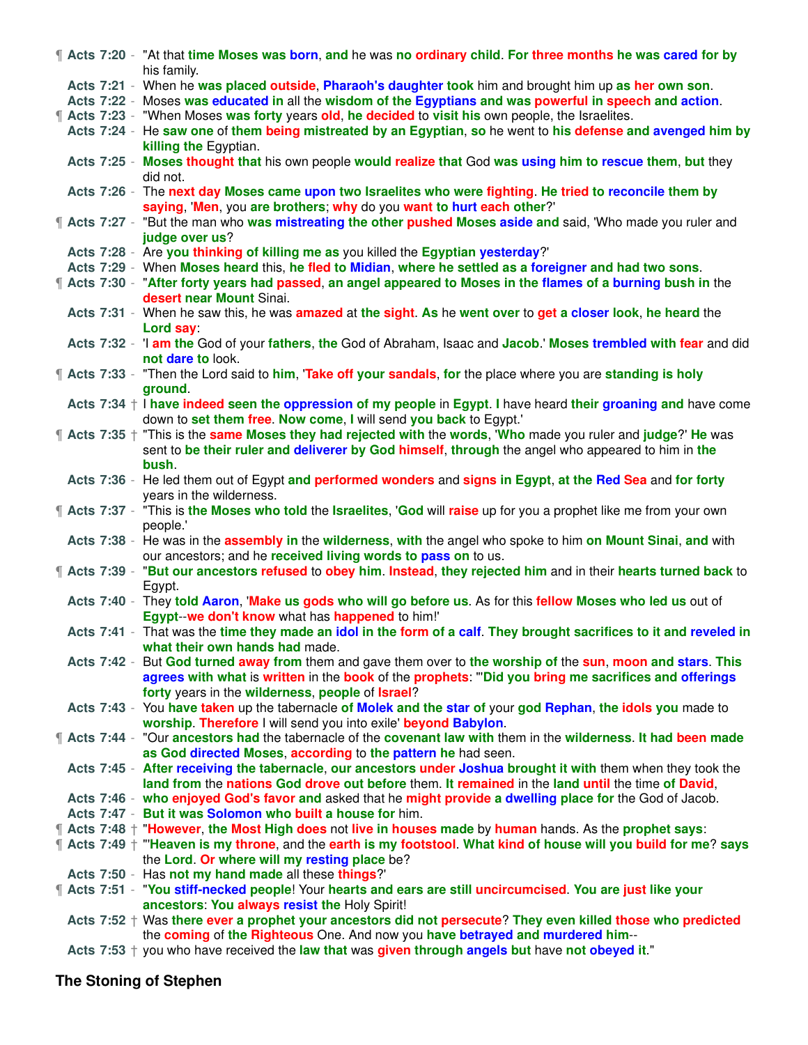¶ **Acts 7:20** - "At that time Moses was born, and he was no ordinary child. For three months he was cared for by his family.

**Acts 7:21** - When he was placed outside, Pharaoh's daughter took him and brought him up as her own son.

**Acts 7:22** - Moses was educated in all the wisdom of the Egyptians and was powerful in speech and action.

¶ **Acts 7:23** - "When Moses was forty years old, he decided to visit his own people, the Israelites.

**Acts 7:24** - He saw one of them being mistreated by an Egyptian, so he went to his defense and avenged him by killing the Egyptian.

**Acts 7:25** - Moses thought that his own people would realize that God was using him to rescue them, but they did not.

**Acts 7:26** - The next day Moses came upon two Israelites who were fighting. He tried to reconcile them by saying, 'Men, you are brothers; why do you want to hurt each other?'

¶ **Acts 7:27** - "But the man who was mistreating the other pushed Moses aside and said, 'Who made you ruler and judge over us?

**Acts 7:28** - Are you thinking of killing me as you killed the Egyptian yesterday?'

**Acts 7:29** - When Moses heard this, he fled to Midian, where he settled as a foreigner and had two sons.

¶ **Acts 7:30** - "After forty years had passed, an angel appeared to Moses in the flames of a burning bush in the desert near Mount Sinai.

**Acts 7:31** - When he saw this, he was amazed at the sight. As he went over to get a closer look, he heard the Lord say:

**Acts 7:32** - 'I am the God of your fathers, the God of Abraham, Isaac and Jacob.' Moses trembled with fear and did not dare to look.

¶ **Acts 7:33** - "Then the Lord said to him, 'Take off your sandals, for the place where you are standing is holy ground.

**Acts 7:34** † I have indeed seen the oppression of my people in Egypt. I have heard their groaning and have come down to set them free. Now come, I will send you back to Egypt.'

¶ **Acts 7:35** † "This is the same Moses they had rejected with the words, 'Who made you ruler and judge?' He was sent to be their ruler and deliverer by God himself, through the angel who appeared to him in the bush.

**Acts 7:36** - He led them out of Egypt and performed wonders and signs in Egypt, at the Red Sea and for forty years in the wilderness.

¶ **Acts 7:37** - "This is the Moses who told the Israelites, 'God will raise up for you a prophet like me from your own people.'

**Acts 7:38** - He was in the assembly in the wilderness, with the angel who spoke to him on Mount Sinai, and with our ancestors; and he received living words to pass on to us.

¶ **Acts 7:39** - "But our ancestors refused to obey him. Instead, they rejected him and in their hearts turned back to Egypt.

**Acts 7:40** - They told Aaron, 'Make us gods who will go before us. As for this fellow Moses who led us out of Egypt--we don't know what has happened to him!'

**Acts 7:41** - That was the time they made an idol in the form of a calf. They brought sacrifices to it and reveled in what their own hands had made.

**Acts 7:42** - But God turned away from them and gave them over to the worship of the sun, moon and stars. This agrees with what is written in the book of the prophets: "'Did you bring me sacrifices and offerings forty years in the wilderness, people of Israel?

**Acts 7:43** - You have taken up the tabernacle of Molek and the star of your god Rephan, the idols you made to worship. Therefore I will send you into exile' beyond Babylon.

¶ **Acts 7:44** - "Our ancestors had the tabernacle of the covenant law with them in the wilderness. It had been made as God directed Moses, according to the pattern he had seen.

**Acts 7:45** - After receiving the tabernacle, our ancestors under Joshua brought it with them when they took the land from the nations God drove out before them. It remained in the land until the time of David,

**Acts 7:46** - who enjoyed God's favor and asked that he might provide a dwelling place for the God of Jacob.

**Acts 7:47** - But it was Solomon who built a house for him.

¶ **Acts 7:48** † "However, the Most High does not live in houses made by human hands. As the prophet says:

¶ **Acts 7:49** † "'Heaven is my throne, and the earth is my footstool. What kind of house will you build for me? says the Lord. Or where will my resting place be?

**Acts 7:50** - Has not my hand made all these things?'

¶ **Acts 7:51** - "You stiff-necked people! Your hearts and ears are still uncircumcised. You are just like your ancestors: You always resist the Holy Spirit!

**Acts 7:52** † Was there ever a prophet your ancestors did not persecute? They even killed those who predicted the coming of the Righteous One. And now you have betrayed and murdered him--

**Acts 7:53** † you who have received the law that was given through angels but have not obeyed it."

### The Stoning of Stephen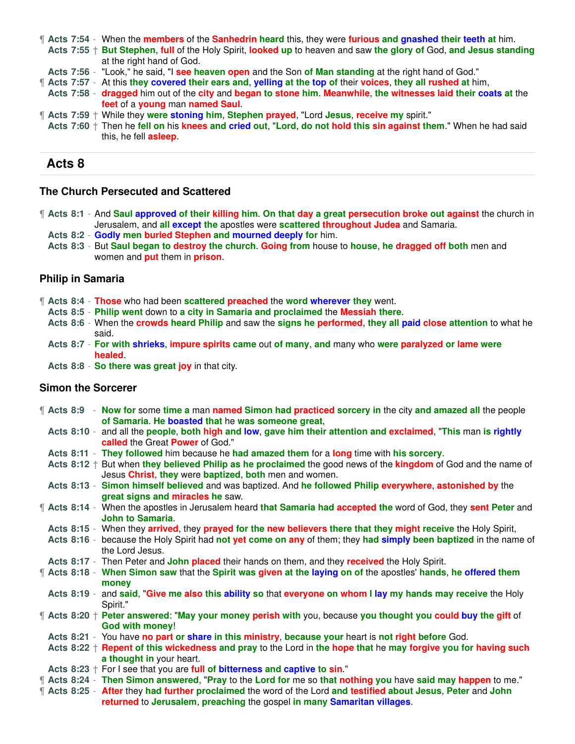¶ **Acts 7:54** - When the members of the Sanhedrin heard this, they were furious and gnashed their teeth at him.
**Acts 7:55** † But Stephen, full of the Holy Spirit, looked up to heaven and saw the glory of God, and Jesus standing at the right hand of God.
**Acts 7:56** - "Look," he said, "I see heaven open and the Son of Man standing at the right hand of God."
¶ **Acts 7:57** - At this they covered their ears and, yelling at the top of their voices, they all rushed at him,
**Acts 7:58** - dragged him out of the city and began to stone him. Meanwhile, the witnesses laid their coats at the feet of a young man named Saul.
¶ **Acts 7:59** † While they were stoning him, Stephen prayed, "Lord Jesus, receive my spirit."
**Acts 7:60** † Then he fell on his knees and cried out, "Lord, do not hold this sin against them." When he had said this, he fell asleep.

## Acts 8

### The Church Persecuted and Scattered

¶ **Acts 8:1** - And Saul approved of their killing him. On that day a great persecution broke out against the church in Jerusalem, and all except the apostles were scattered throughout Judea and Samaria.
**Acts 8:2** - Godly men buried Stephen and mourned deeply for him.
**Acts 8:3** - But Saul began to destroy the church. Going from house to house, he dragged off both men and women and put them in prison.

### Philip in Samaria

¶ **Acts 8:4** - Those who had been scattered preached the word wherever they went.
**Acts 8:5** - Philip went down to a city in Samaria and proclaimed the Messiah there.
**Acts 8:6** - When the crowds heard Philip and saw the signs he performed, they all paid close attention to what he said.
**Acts 8:7** - For with shrieks, impure spirits came out of many, and many who were paralyzed or lame were healed.
**Acts 8:8** - So there was great joy in that city.

### Simon the Sorcerer

¶ **Acts 8:9** - Now for some time a man named Simon had practiced sorcery in the city and amazed all the people of Samaria. He boasted that he was someone great,
**Acts 8:10** - and all the people, both high and low, gave him their attention and exclaimed, "This man is rightly called the Great Power of God."
**Acts 8:11** - They followed him because he had amazed them for a long time with his sorcery.
**Acts 8:12** † But when they believed Philip as he proclaimed the good news of the kingdom of God and the name of Jesus Christ, they were baptized, both men and women.
**Acts 8:13** - Simon himself believed and was baptized. And he followed Philip everywhere, astonished by the great signs and miracles he saw.
¶ **Acts 8:14** - When the apostles in Jerusalem heard that Samaria had accepted the word of God, they sent Peter and John to Samaria.
**Acts 8:15** - When they arrived, they prayed for the new believers there that they might receive the Holy Spirit,
**Acts 8:16** - because the Holy Spirit had not yet come on any of them; they had simply been baptized in the name of the Lord Jesus.
**Acts 8:17** - Then Peter and John placed their hands on them, and they received the Holy Spirit.
¶ **Acts 8:18** - When Simon saw that the Spirit was given at the laying on of the apostles' hands, he offered them money
**Acts 8:19** - and said, "Give me also this ability so that everyone on whom I lay my hands may receive the Holy Spirit."
¶ **Acts 8:20** † Peter answered: "May your money perish with you, because you thought you could buy the gift of God with money!
**Acts 8:21** - You have no part or share in this ministry, because your heart is not right before God.
**Acts 8:22** † Repent of this wickedness and pray to the Lord in the hope that he may forgive you for having such a thought in your heart.
**Acts 8:23** † For I see that you are full of bitterness and captive to sin."
¶ **Acts 8:24** - Then Simon answered, "Pray to the Lord for me so that nothing you have said may happen to me."
¶ **Acts 8:25** - After they had further proclaimed the word of the Lord and testified about Jesus, Peter and John returned to Jerusalem, preaching the gospel in many Samaritan villages.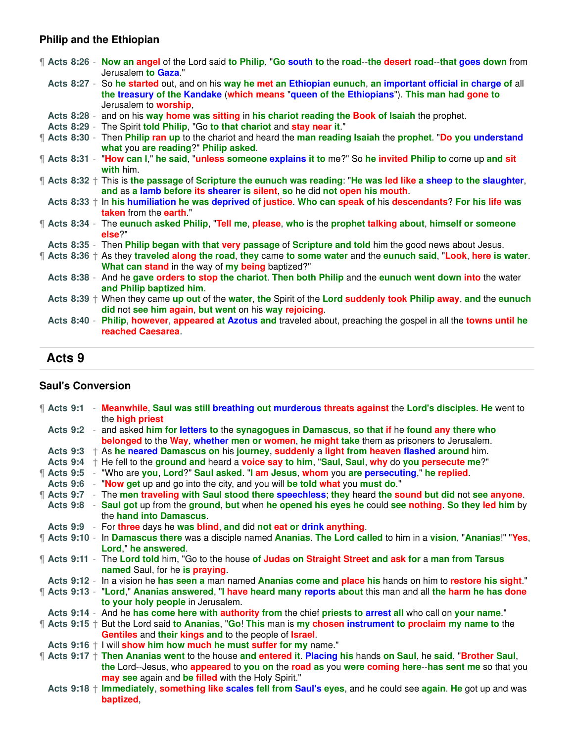### Philip and the Ethiopian

¶ **Acts 8:26** - Now an angel of the Lord said to Philip, "Go south to the road--the desert road--that goes down from Jerusalem to Gaza."

**Acts 8:27** - So he started out, and on his way he met an Ethiopian eunuch, an important official in charge of all the treasury of the Kandake (which means "queen of the Ethiopians"). This man had gone to Jerusalem to worship,

**Acts 8:28** - and on his way home was sitting in his chariot reading the Book of Isaiah the prophet.

**Acts 8:29** - The Spirit told Philip, "Go to that chariot and stay near it."

¶ **Acts 8:30** - Then Philip ran up to the chariot and heard the man reading Isaiah the prophet. "Do you understand what you are reading?" Philip asked.

¶ **Acts 8:31** - "How can I," he said, "unless someone explains it to me?" So he invited Philip to come up and sit with him.

¶ **Acts 8:32** † This is the passage of Scripture the eunuch was reading: "He was led like a sheep to the slaughter, and as a lamb before its shearer is silent, so he did not open his mouth.

**Acts 8:33** † In his humiliation he was deprived of justice. Who can speak of his descendants? For his life was taken from the earth."

¶ **Acts 8:34** - The eunuch asked Philip, "Tell me, please, who is the prophet talking about, himself or someone else?"

**Acts 8:35** - Then Philip began with that very passage of Scripture and told him the good news about Jesus.

¶ **Acts 8:36** † As they traveled along the road, they came to some water and the eunuch said, "Look, here is water. What can stand in the way of my being baptized?"

**Acts 8:38** - And he gave orders to stop the chariot. Then both Philip and the eunuch went down into the water and Philip baptized him.

**Acts 8:39** † When they came up out of the water, the Spirit of the Lord suddenly took Philip away, and the eunuch did not see him again, but went on his way rejoicing.

**Acts 8:40** - Philip, however, appeared at Azotus and traveled about, preaching the gospel in all the towns until he reached Caesarea.

## Acts 9

### Saul's Conversion

¶ **Acts 9:1** - Meanwhile, Saul was still breathing out murderous threats against the Lord's disciples. He went to the high priest

**Acts 9:2** - and asked him for letters to the synagogues in Damascus, so that if he found any there who belonged to the Way, whether men or women, he might take them as prisoners to Jerusalem.

**Acts 9:3** † As he neared Damascus on his journey, suddenly a light from heaven flashed around him.

**Acts 9:4** † He fell to the ground and heard a voice say to him, "Saul, Saul, why do you persecute me?"

¶ **Acts 9:5** - "Who are you, Lord?" Saul asked. "I am Jesus, whom you are persecuting," he replied.

**Acts 9:6** - "Now get up and go into the city, and you will be told what you must do."

¶ **Acts 9:7** - The men traveling with Saul stood there speechless; they heard the sound but did not see anyone.

**Acts 9:8** - Saul got up from the ground, but when he opened his eyes he could see nothing. So they led him by the hand into Damascus.

**Acts 9:9** - For three days he was blind, and did not eat or drink anything.

¶ **Acts 9:10** - In Damascus there was a disciple named Ananias. The Lord called to him in a vision, "Ananias!" "Yes, Lord," he answered.

¶ **Acts 9:11** - The Lord told him, "Go to the house of Judas on Straight Street and ask for a man from Tarsus named Saul, for he is praying.

**Acts 9:12** - In a vision he has seen a man named Ananias come and place his hands on him to restore his sight."

¶ **Acts 9:13** - "Lord," Ananias answered, "I have heard many reports about this man and all the harm he has done to your holy people in Jerusalem.

**Acts 9:14** - And he has come here with authority from the chief priests to arrest all who call on your name."

¶ **Acts 9:15** † But the Lord said to Ananias, "Go! This man is my chosen instrument to proclaim my name to the Gentiles and their kings and to the people of Israel.

**Acts 9:16** † I will show him how much he must suffer for my name."

¶ **Acts 9:17** † Then Ananias went to the house and entered it. Placing his hands on Saul, he said, "Brother Saul, the Lord--Jesus, who appeared to you on the road as you were coming here--has sent me so that you may see again and be filled with the Holy Spirit."

**Acts 9:18** † Immediately, something like scales fell from Saul's eyes, and he could see again. He got up and was baptized,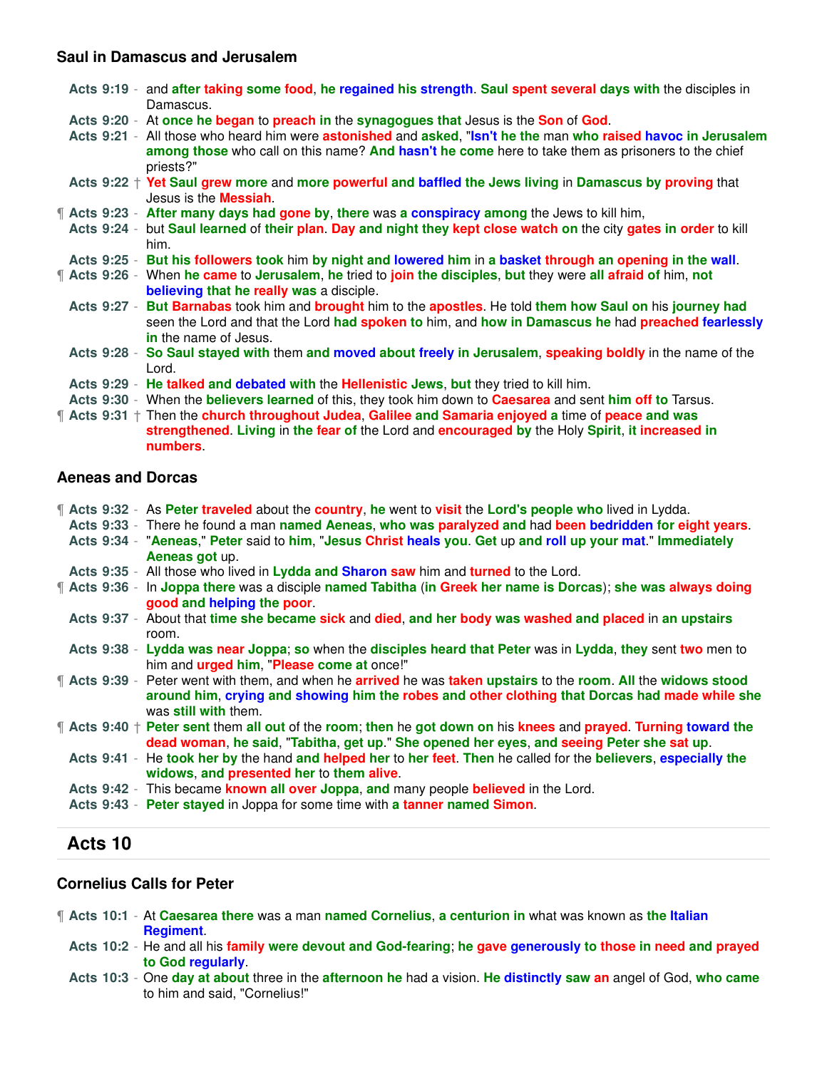### Saul in Damascus and Jerusalem

**Acts 9:19** - and after taking some food, he regained his strength. Saul spent several days with the disciples in Damascus.
**Acts 9:20** - At once he began to preach in the synagogues that Jesus is the Son of God.
**Acts 9:21** - All those who heard him were astonished and asked, "Isn't he the man who raised havoc in Jerusalem among those who call on this name? And hasn't he come here to take them as prisoners to the chief priests?"
**Acts 9:22** † Yet Saul grew more and more powerful and baffled the Jews living in Damascus by proving that Jesus is the Messiah.
¶ **Acts 9:23** - After many days had gone by, there was a conspiracy among the Jews to kill him,
**Acts 9:24** - but Saul learned of their plan. Day and night they kept close watch on the city gates in order to kill him.
**Acts 9:25** - But his followers took him by night and lowered him in a basket through an opening in the wall.
¶ **Acts 9:26** - When he came to Jerusalem, he tried to join the disciples, but they were all afraid of him, not believing that he really was a disciple.
**Acts 9:27** - But Barnabas took him and brought him to the apostles. He told them how Saul on his journey had seen the Lord and that the Lord had spoken to him, and how in Damascus he had preached fearlessly in the name of Jesus.
**Acts 9:28** - So Saul stayed with them and moved about freely in Jerusalem, speaking boldly in the name of the Lord.
**Acts 9:29** - He talked and debated with the Hellenistic Jews, but they tried to kill him.
**Acts 9:30** - When the believers learned of this, they took him down to Caesarea and sent him off to Tarsus.
¶ **Acts 9:31** † Then the church throughout Judea, Galilee and Samaria enjoyed a time of peace and was strengthened. Living in the fear of the Lord and encouraged by the Holy Spirit, it increased in numbers.

### Aeneas and Dorcas

¶ **Acts 9:32** - As Peter traveled about the country, he went to visit the Lord's people who lived in Lydda.
**Acts 9:33** - There he found a man named Aeneas, who was paralyzed and had been bedridden for eight years.
**Acts 9:34** - "Aeneas," Peter said to him, "Jesus Christ heals you. Get up and roll up your mat." Immediately Aeneas got up.
**Acts 9:35** - All those who lived in Lydda and Sharon saw him and turned to the Lord.
¶ **Acts 9:36** - In Joppa there was a disciple named Tabitha (in Greek her name is Dorcas); she was always doing good and helping the poor.
**Acts 9:37** - About that time she became sick and died, and her body was washed and placed in an upstairs room.
**Acts 9:38** - Lydda was near Joppa; so when the disciples heard that Peter was in Lydda, they sent two men to him and urged him, "Please come at once!"
¶ **Acts 9:39** - Peter went with them, and when he arrived he was taken upstairs to the room. All the widows stood around him, crying and showing him the robes and other clothing that Dorcas had made while she was still with them.
¶ **Acts 9:40** † Peter sent them all out of the room; then he got down on his knees and prayed. Turning toward the dead woman, he said, "Tabitha, get up." She opened her eyes, and seeing Peter she sat up.
**Acts 9:41** - He took her by the hand and helped her to her feet. Then he called for the believers, especially the widows, and presented her to them alive.
**Acts 9:42** - This became known all over Joppa, and many people believed in the Lord.
**Acts 9:43** - Peter stayed in Joppa for some time with a tanner named Simon.

## Acts 10

### Cornelius Calls for Peter

¶ **Acts 10:1** - At Caesarea there was a man named Cornelius, a centurion in what was known as the Italian Regiment.
**Acts 10:2** - He and all his family were devout and God-fearing; he gave generously to those in need and prayed to God regularly.
**Acts 10:3** - One day at about three in the afternoon he had a vision. He distinctly saw an angel of God, who came to him and said, "Cornelius!"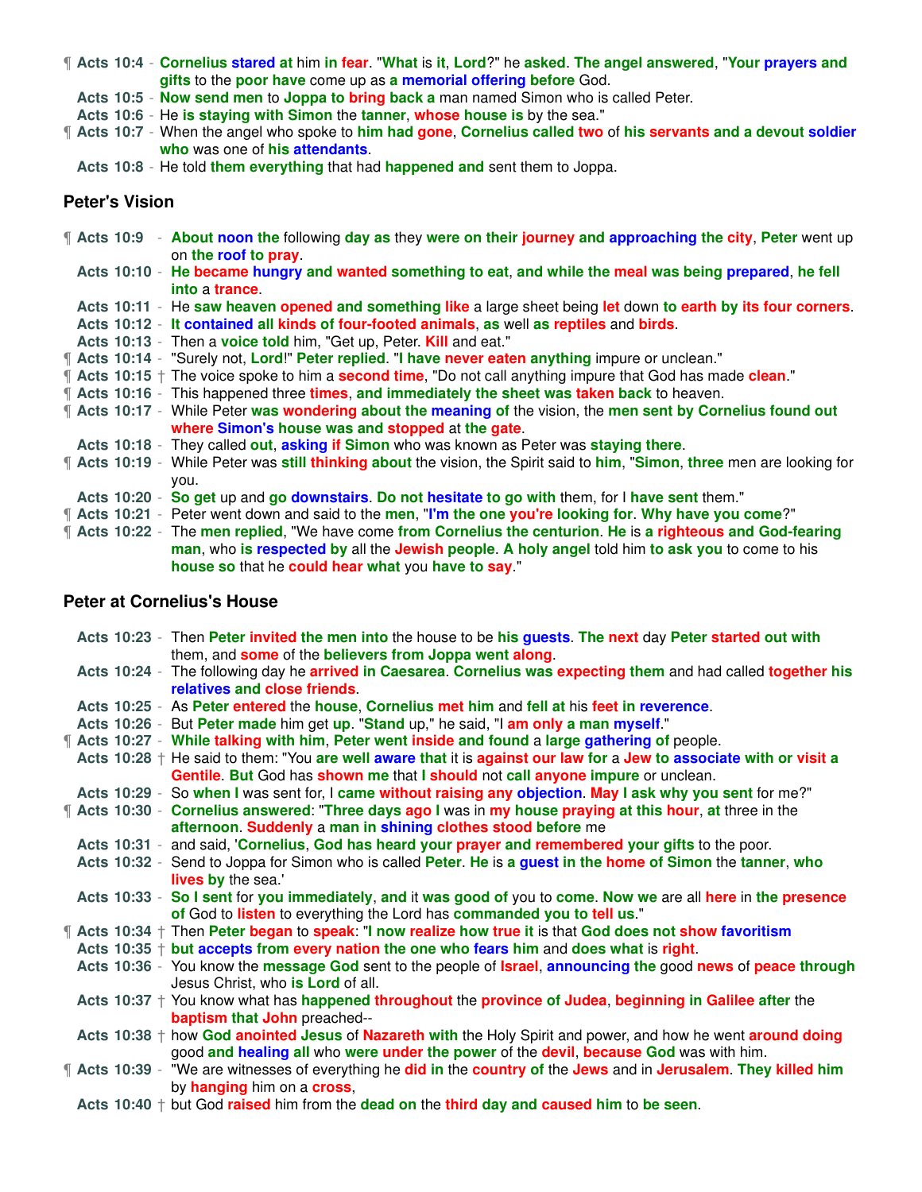¶ **Acts 10:4** - Cornelius stared at him in fear. "What is it, Lord?" he asked. The angel answered, "Your prayers and gifts to the poor have come up as a memorial offering before God.

**Acts 10:5** - Now send men to Joppa to bring back a man named Simon who is called Peter.

**Acts 10:6** - He is staying with Simon the tanner, whose house is by the sea."

¶ **Acts 10:7** - When the angel who spoke to him had gone, Cornelius called two of his servants and a devout soldier who was one of his attendants.

**Acts 10:8** - He told them everything that had happened and sent them to Joppa.

## Peter's Vision

¶ **Acts 10:9** - About noon the following day as they were on their journey and approaching the city, Peter went up on the roof to pray.

**Acts 10:10** - He became hungry and wanted something to eat, and while the meal was being prepared, he fell into a trance.

**Acts 10:11** - He saw heaven opened and something like a large sheet being let down to earth by its four corners.

**Acts 10:12** - It contained all kinds of four-footed animals, as well as reptiles and birds.

**Acts 10:13** - Then a voice told him, "Get up, Peter. Kill and eat."

¶ **Acts 10:14** - "Surely not, Lord!" Peter replied. "I have never eaten anything impure or unclean."

¶ **Acts 10:15** † The voice spoke to him a second time, "Do not call anything impure that God has made clean."

¶ **Acts 10:16** - This happened three times, and immediately the sheet was taken back to heaven.

¶ **Acts 10:17** - While Peter was wondering about the meaning of the vision, the men sent by Cornelius found out where Simon's house was and stopped at the gate.

**Acts 10:18** - They called out, asking if Simon who was known as Peter was staying there.

¶ **Acts 10:19** - While Peter was still thinking about the vision, the Spirit said to him, "Simon, three men are looking for you.

**Acts 10:20** - So get up and go downstairs. Do not hesitate to go with them, for I have sent them."

¶ **Acts 10:21** - Peter went down and said to the men, "I'm the one you're looking for. Why have you come?"

¶ **Acts 10:22** - The men replied, "We have come from Cornelius the centurion. He is a righteous and God-fearing man, who is respected by all the Jewish people. A holy angel told him to ask you to come to his house so that he could hear what you have to say."

## Peter at Cornelius's House

**Acts 10:23** - Then Peter invited the men into the house to be his guests. The next day Peter started out with them, and some of the believers from Joppa went along.

**Acts 10:24** - The following day he arrived in Caesarea. Cornelius was expecting them and had called together his relatives and close friends.

**Acts 10:25** - As Peter entered the house, Cornelius met him and fell at his feet in reverence.

**Acts 10:26** - But Peter made him get up. "Stand up," he said, "I am only a man myself."

¶ **Acts 10:27** - While talking with him, Peter went inside and found a large gathering of people.

**Acts 10:28** † He said to them: "You are well aware that it is against our law for a Jew to associate with or visit a Gentile. But God has shown me that I should not call anyone impure or unclean.

**Acts 10:29** - So when I was sent for, I came without raising any objection. May I ask why you sent for me?"

¶ **Acts 10:30** - Cornelius answered: "Three days ago I was in my house praying at this hour, at three in the afternoon. Suddenly a man in shining clothes stood before me

**Acts 10:31** - and said, 'Cornelius, God has heard your prayer and remembered your gifts to the poor.

**Acts 10:32** - Send to Joppa for Simon who is called Peter. He is a guest in the home of Simon the tanner, who lives by the sea.'

**Acts 10:33** - So I sent for you immediately, and it was good of you to come. Now we are all here in the presence of God to listen to everything the Lord has commanded you to tell us."

¶ **Acts 10:34** † Then Peter began to speak: "I now realize how true it is that God does not show favoritism

**Acts 10:35** † but accepts from every nation the one who fears him and does what is right.

**Acts 10:36** - You know the message God sent to the people of Israel, announcing the good news of peace through Jesus Christ, who is Lord of all.

**Acts 10:37** † You know what has happened throughout the province of Judea, beginning in Galilee after the baptism that John preached--

**Acts 10:38** † how God anointed Jesus of Nazareth with the Holy Spirit and power, and how he went around doing good and healing all who were under the power of the devil, because God was with him.

¶ **Acts 10:39** - "We are witnesses of everything he did in the country of the Jews and in Jerusalem. They killed him by hanging him on a cross,

**Acts 10:40** † but God raised him from the dead on the third day and caused him to be seen.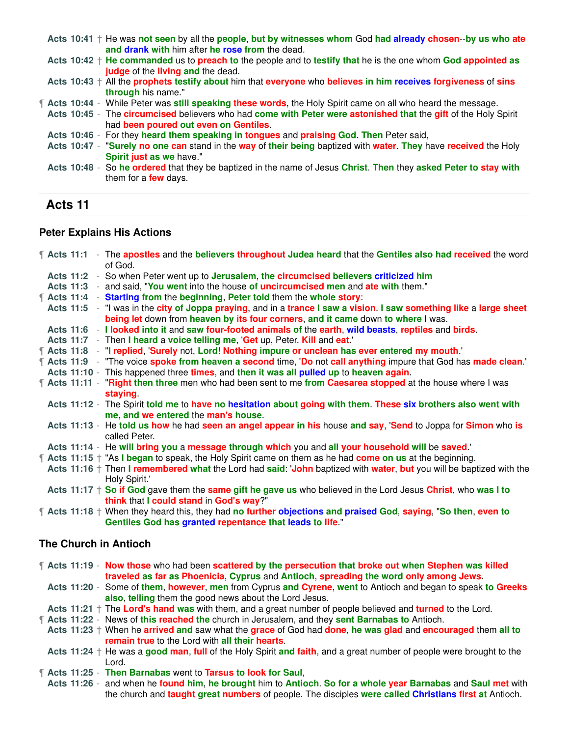Acts 10:41 † He was not seen by all the people, but by witnesses whom God had already chosen--by us who ate and drank with him after he rose from the dead.
Acts 10:42 † He commanded us to preach to the people and to testify that he is the one whom God appointed as judge of the living and the dead.
Acts 10:43 † All the prophets testify about him that everyone who believes in him receives forgiveness of sins through his name."
¶ Acts 10:44 - While Peter was still speaking these words, the Holy Spirit came on all who heard the message.
Acts 10:45 - The circumcised believers who had come with Peter were astonished that the gift of the Holy Spirit had been poured out even on Gentiles.
Acts 10:46 - For they heard them speaking in tongues and praising God. Then Peter said,
Acts 10:47 - "Surely no one can stand in the way of their being baptized with water. They have received the Holy Spirit just as we have."
Acts 10:48 - So he ordered that they be baptized in the name of Jesus Christ. Then they asked Peter to stay with them for a few days.

## Acts 11

### Peter Explains His Actions

¶ Acts 11:1 - The apostles and the believers throughout Judea heard that the Gentiles also had received the word of God.
Acts 11:2 - So when Peter went up to Jerusalem, the circumcised believers criticized him
Acts 11:3 - and said, "You went into the house of uncircumcised men and ate with them."
¶ Acts 11:4 - Starting from the beginning, Peter told them the whole story:
Acts 11:5 - "I was in the city of Joppa praying, and in a trance I saw a vision. I saw something like a large sheet being let down from heaven by its four corners, and it came down to where I was.
Acts 11:6 - I looked into it and saw four-footed animals of the earth, wild beasts, reptiles and birds.
Acts 11:7 - Then I heard a voice telling me, 'Get up, Peter. Kill and eat.'
¶ Acts 11:8 - "I replied, 'Surely not, Lord! Nothing impure or unclean has ever entered my mouth.'
¶ Acts 11:9 - "The voice spoke from heaven a second time, 'Do not call anything impure that God has made clean.'
Acts 11:10 - This happened three times, and then it was all pulled up to heaven again.
¶ Acts 11:11 - "Right then three men who had been sent to me from Caesarea stopped at the house where I was staying.
Acts 11:12 - The Spirit told me to have no hesitation about going with them. These six brothers also went with me, and we entered the man's house.
Acts 11:13 - He told us how he had seen an angel appear in his house and say, 'Send to Joppa for Simon who is called Peter.
Acts 11:14 - He will bring you a message through which you and all your household will be saved.'
¶ Acts 11:15 † "As I began to speak, the Holy Spirit came on them as he had come on us at the beginning.
Acts 11:16 † Then I remembered what the Lord had said: 'John baptized with water, but you will be baptized with the Holy Spirit.'
Acts 11:17 † So if God gave them the same gift he gave us who believed in the Lord Jesus Christ, who was I to think that I could stand in God's way?"
¶ Acts 11:18 † When they heard this, they had no further objections and praised God, saying, "So then, even to Gentiles God has granted repentance that leads to life."

### The Church in Antioch

¶ Acts 11:19 - Now those who had been scattered by the persecution that broke out when Stephen was killed traveled as far as Phoenicia, Cyprus and Antioch, spreading the word only among Jews.
Acts 11:20 - Some of them, however, men from Cyprus and Cyrene, went to Antioch and began to speak to Greeks also, telling them the good news about the Lord Jesus.
Acts 11:21 † The Lord's hand was with them, and a great number of people believed and turned to the Lord.
¶ Acts 11:22 - News of this reached the church in Jerusalem, and they sent Barnabas to Antioch.
Acts 11:23 † When he arrived and saw what the grace of God had done, he was glad and encouraged them all to remain true to the Lord with all their hearts.
Acts 11:24 † He was a good man, full of the Holy Spirit and faith, and a great number of people were brought to the Lord.
¶ Acts 11:25 - Then Barnabas went to Tarsus to look for Saul,
Acts 11:26 - and when he found him, he brought him to Antioch. So for a whole year Barnabas and Saul met with the church and taught great numbers of people. The disciples were called Christians first at Antioch.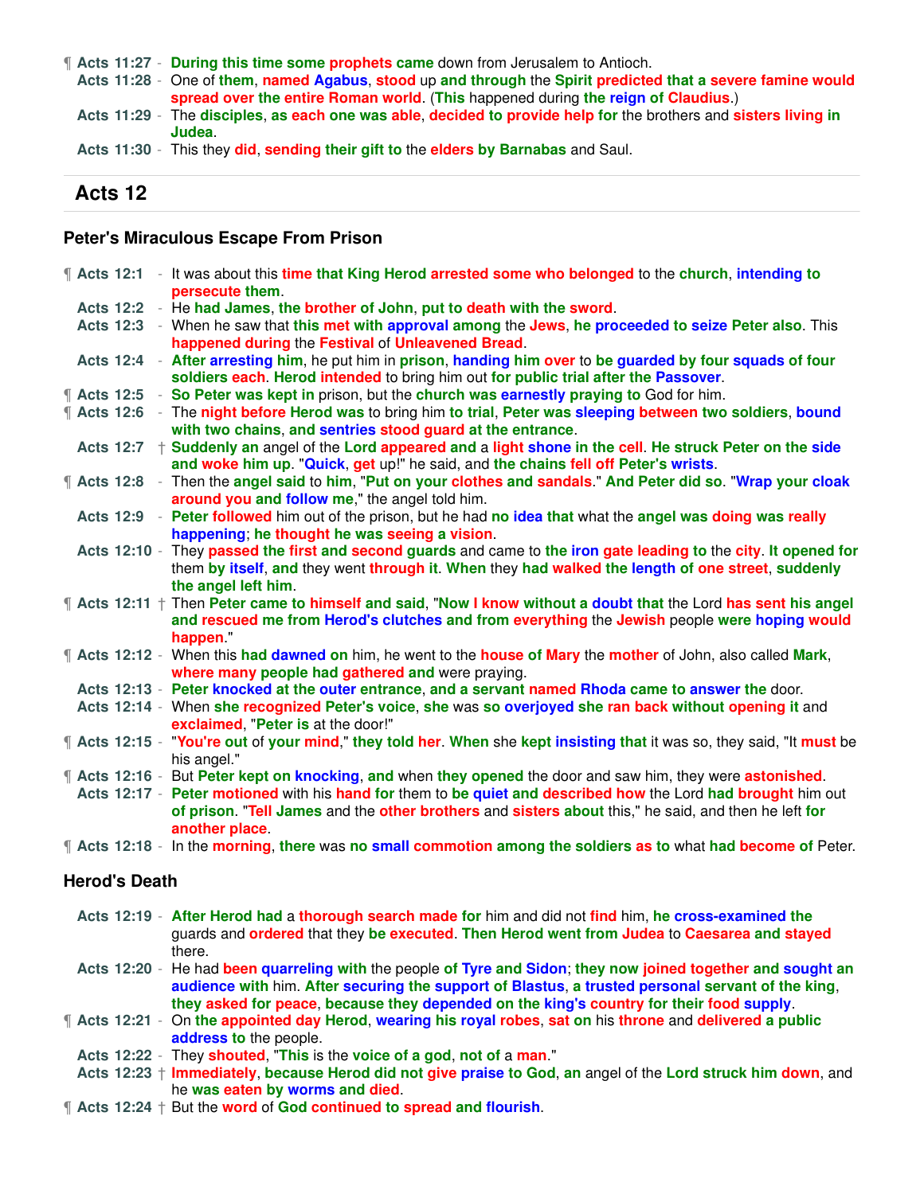¶ **Acts 11:27** - During this time some prophets came down from Jerusalem to Antioch.
**Acts 11:28** - One of them, named Agabus, stood up and through the Spirit predicted that a severe famine would spread over the entire Roman world. (This happened during the reign of Claudius.)
**Acts 11:29** - The disciples, as each one was able, decided to provide help for the brothers and sisters living in Judea.
**Acts 11:30** - This they did, sending their gift to the elders by Barnabas and Saul.

## Acts 12

### Peter's Miraculous Escape From Prison

¶ **Acts 12:1** - It was about this time that King Herod arrested some who belonged to the church, intending to persecute them.
**Acts 12:2** - He had James, the brother of John, put to death with the sword.
**Acts 12:3** - When he saw that this met with approval among the Jews, he proceeded to seize Peter also. This happened during the Festival of Unleavened Bread.
**Acts 12:4** - After arresting him, he put him in prison, handing him over to be guarded by four squads of four soldiers each. Herod intended to bring him out for public trial after the Passover.
¶ **Acts 12:5** - So Peter was kept in prison, but the church was earnestly praying to God for him.
¶ **Acts 12:6** - The night before Herod was to bring him to trial, Peter was sleeping between two soldiers, bound with two chains, and sentries stood guard at the entrance.
**Acts 12:7** † Suddenly an angel of the Lord appeared and a light shone in the cell. He struck Peter on the side and woke him up. "Quick, get up!" he said, and the chains fell off Peter's wrists.
¶ **Acts 12:8** - Then the angel said to him, "Put on your clothes and sandals." And Peter did so. "Wrap your cloak around you and follow me," the angel told him.
**Acts 12:9** - Peter followed him out of the prison, but he had no idea that what the angel was doing was really happening; he thought he was seeing a vision.
**Acts 12:10** - They passed the first and second guards and came to the iron gate leading to the city. It opened for them by itself, and they went through it. When they had walked the length of one street, suddenly the angel left him.
¶ **Acts 12:11** † Then Peter came to himself and said, "Now I know without a doubt that the Lord has sent his angel and rescued me from Herod's clutches and from everything the Jewish people were hoping would happen."
¶ **Acts 12:12** - When this had dawned on him, he went to the house of Mary the mother of John, also called Mark, where many people had gathered and were praying.
**Acts 12:13** - Peter knocked at the outer entrance, and a servant named Rhoda came to answer the door.
**Acts 12:14** - When she recognized Peter's voice, she was so overjoyed she ran back without opening it and exclaimed, "Peter is at the door!"
¶ **Acts 12:15** - "You're out of your mind," they told her. When she kept insisting that it was so, they said, "It must be his angel."
¶ **Acts 12:16** - But Peter kept on knocking, and when they opened the door and saw him, they were astonished.
**Acts 12:17** - Peter motioned with his hand for them to be quiet and described how the Lord had brought him out of prison. "Tell James and the other brothers and sisters about this," he said, and then he left for another place.
¶ **Acts 12:18** - In the morning, there was no small commotion among the soldiers as to what had become of Peter.

### Herod's Death

**Acts 12:19** - After Herod had a thorough search made for him and did not find him, he cross-examined the guards and ordered that they be executed. Then Herod went from Judea to Caesarea and stayed there.
**Acts 12:20** - He had been quarreling with the people of Tyre and Sidon; they now joined together and sought an audience with him. After securing the support of Blastus, a trusted personal servant of the king, they asked for peace, because they depended on the king's country for their food supply.
¶ **Acts 12:21** - On the appointed day Herod, wearing his royal robes, sat on his throne and delivered a public address to the people.
**Acts 12:22** - They shouted, "This is the voice of a god, not of a man."
**Acts 12:23** † Immediately, because Herod did not give praise to God, an angel of the Lord struck him down, and he was eaten by worms and died.
¶ **Acts 12:24** † But the word of God continued to spread and flourish.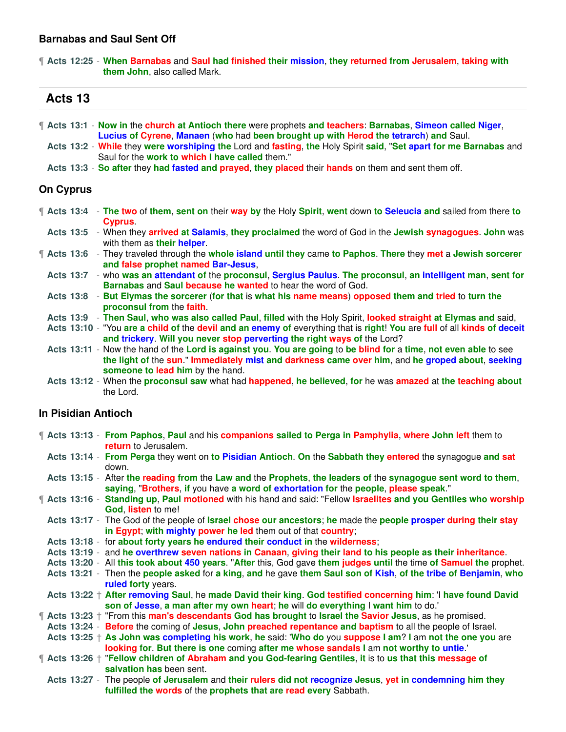### Barnabas and Saul Sent Off

¶ **Acts 12:25** - When Barnabas and Saul had finished their mission, they returned from Jerusalem, taking with them John, also called Mark.

## Acts 13

¶ **Acts 13:1** - Now in the church at Antioch there were prophets and teachers: Barnabas, Simeon called Niger, Lucius of Cyrene, Manaen (who had been brought up with Herod the tetrarch) and Saul.
**Acts 13:2** - While they were worshiping the Lord and fasting, the Holy Spirit said, "Set apart for me Barnabas and Saul for the work to which I have called them."
**Acts 13:3** - So after they had fasted and prayed, they placed their hands on them and sent them off.

### On Cyprus

¶ **Acts 13:4** - The two of them, sent on their way by the Holy Spirit, went down to Seleucia and sailed from there to Cyprus.
**Acts 13:5** - When they arrived at Salamis, they proclaimed the word of God in the Jewish synagogues. John was with them as their helper.
¶ **Acts 13:6** - They traveled through the whole island until they came to Paphos. There they met a Jewish sorcerer and false prophet named Bar-Jesus,
**Acts 13:7** - who was an attendant of the proconsul, Sergius Paulus. The proconsul, an intelligent man, sent for Barnabas and Saul because he wanted to hear the word of God.
**Acts 13:8** - But Elymas the sorcerer (for that is what his name means) opposed them and tried to turn the proconsul from the faith.
**Acts 13:9** - Then Saul, who was also called Paul, filled with the Holy Spirit, looked straight at Elymas and said,
**Acts 13:10** - "You are a child of the devil and an enemy of everything that is right! You are full of all kinds of deceit and trickery. Will you never stop perverting the right ways of the Lord?
**Acts 13:11** - Now the hand of the Lord is against you. You are going to be blind for a time, not even able to see the light of the sun." Immediately mist and darkness came over him, and he groped about, seeking someone to lead him by the hand.
**Acts 13:12** - When the proconsul saw what had happened, he believed, for he was amazed at the teaching about the Lord.

### In Pisidian Antioch

¶ **Acts 13:13** - From Paphos, Paul and his companions sailed to Perga in Pamphylia, where John left them to return to Jerusalem.
**Acts 13:14** - From Perga they went on to Pisidian Antioch. On the Sabbath they entered the synagogue and sat down.
**Acts 13:15** - After the reading from the Law and the Prophets, the leaders of the synagogue sent word to them, saying, "Brothers, if you have a word of exhortation for the people, please speak."
¶ **Acts 13:16** - Standing up, Paul motioned with his hand and said: "Fellow Israelites and you Gentiles who worship God, listen to me!
**Acts 13:17** - The God of the people of Israel chose our ancestors; he made the people prosper during their stay in Egypt; with mighty power he led them out of that country;
**Acts 13:18** - for about forty years he endured their conduct in the wilderness;
**Acts 13:19** - and he overthrew seven nations in Canaan, giving their land to his people as their inheritance.
**Acts 13:20** - All this took about 450 years. "After this, God gave them judges until the time of Samuel the prophet.
**Acts 13:21** - Then the people asked for a king, and he gave them Saul son of Kish, of the tribe of Benjamin, who ruled forty years.
**Acts 13:22** † After removing Saul, he made David their king. God testified concerning him: 'I have found David son of Jesse, a man after my own heart; he will do everything I want him to do.'
¶ **Acts 13:23** † "From this man's descendants God has brought to Israel the Savior Jesus, as he promised.
**Acts 13:24** - Before the coming of Jesus, John preached repentance and baptism to all the people of Israel.
**Acts 13:25** † As John was completing his work, he said: 'Who do you suppose I am? I am not the one you are looking for. But there is one coming after me whose sandals I am not worthy to untie.'
¶ **Acts 13:26** † "Fellow children of Abraham and you God-fearing Gentiles, it is to us that this message of salvation has been sent.
**Acts 13:27** - The people of Jerusalem and their rulers did not recognize Jesus, yet in condemning him they fulfilled the words of the prophets that are read every Sabbath.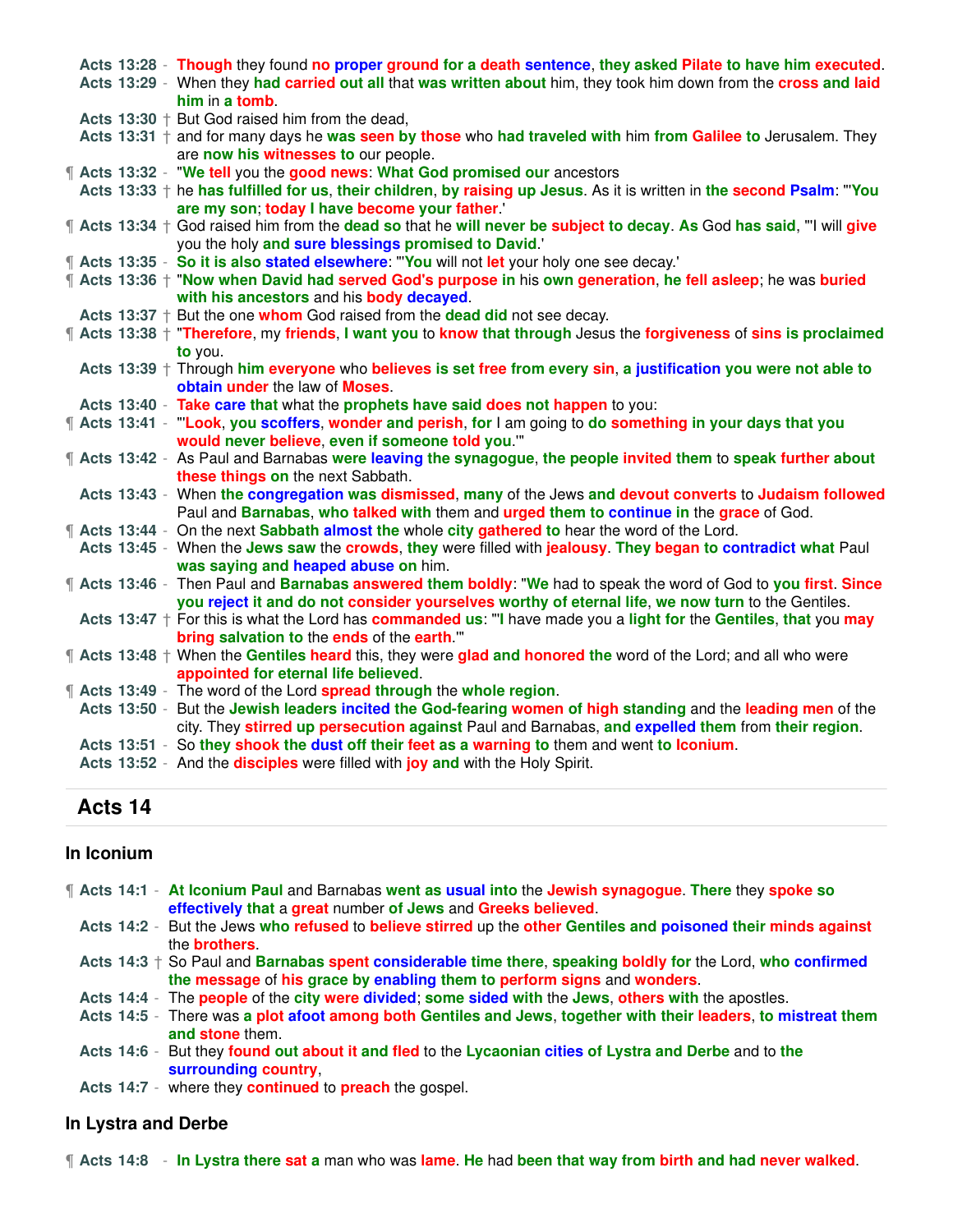Acts 13:28 - Though they found no proper ground for a death sentence, they asked Pilate to have him executed.
Acts 13:29 - When they had carried out all that was written about him, they took him down from the cross and laid him in a tomb.
Acts 13:30 † But God raised him from the dead,
Acts 13:31 † and for many days he was seen by those who had traveled with him from Galilee to Jerusalem. They are now his witnesses to our people.
¶ Acts 13:32 - "We tell you the good news: What God promised our ancestors
Acts 13:33 † he has fulfilled for us, their children, by raising up Jesus. As it is written in the second Psalm: "'You are my son; today I have become your father.'
¶ Acts 13:34 † God raised him from the dead so that he will never be subject to decay. As God has said, "'I will give you the holy and sure blessings promised to David.'
¶ Acts 13:35 - So it is also stated elsewhere: "'You will not let your holy one see decay.'
¶ Acts 13:36 † "Now when David had served God's purpose in his own generation, he fell asleep; he was buried with his ancestors and his body decayed.
Acts 13:37 † But the one whom God raised from the dead did not see decay.
¶ Acts 13:38 † "Therefore, my friends, I want you to know that through Jesus the forgiveness of sins is proclaimed to you.
Acts 13:39 † Through him everyone who believes is set free from every sin, a justification you were not able to obtain under the law of Moses.
Acts 13:40 - Take care that what the prophets have said does not happen to you:
¶ Acts 13:41 - "'Look, you scoffers, wonder and perish, for I am going to do something in your days that you would never believe, even if someone told you.'"
¶ Acts 13:42 - As Paul and Barnabas were leaving the synagogue, the people invited them to speak further about these things on the next Sabbath.
Acts 13:43 - When the congregation was dismissed, many of the Jews and devout converts to Judaism followed Paul and Barnabas, who talked with them and urged them to continue in the grace of God.
¶ Acts 13:44 - On the next Sabbath almost the whole city gathered to hear the word of the Lord.
Acts 13:45 - When the Jews saw the crowds, they were filled with jealousy. They began to contradict what Paul was saying and heaped abuse on him.
¶ Acts 13:46 - Then Paul and Barnabas answered them boldly: "We had to speak the word of God to you first. Since you reject it and do not consider yourselves worthy of eternal life, we now turn to the Gentiles.
Acts 13:47 † For this is what the Lord has commanded us: "'I have made you a light for the Gentiles, that you may bring salvation to the ends of the earth.'"
¶ Acts 13:48 † When the Gentiles heard this, they were glad and honored the word of the Lord; and all who were appointed for eternal life believed.
¶ Acts 13:49 - The word of the Lord spread through the whole region.
Acts 13:50 - But the Jewish leaders incited the God-fearing women of high standing and the leading men of the city. They stirred up persecution against Paul and Barnabas, and expelled them from their region.
Acts 13:51 - So they shook the dust off their feet as a warning to them and went to Iconium.
Acts 13:52 - And the disciples were filled with joy and with the Holy Spirit.

# Acts 14

## In Iconium

¶ Acts 14:1 - At Iconium Paul and Barnabas went as usual into the Jewish synagogue. There they spoke so effectively that a great number of Jews and Greeks believed.
Acts 14:2 - But the Jews who refused to believe stirred up the other Gentiles and poisoned their minds against the brothers.
Acts 14:3 † So Paul and Barnabas spent considerable time there, speaking boldly for the Lord, who confirmed the message of his grace by enabling them to perform signs and wonders.
Acts 14:4 - The people of the city were divided; some sided with the Jews, others with the apostles.
Acts 14:5 - There was a plot afoot among both Gentiles and Jews, together with their leaders, to mistreat them and stone them.
Acts 14:6 - But they found out about it and fled to the Lycaonian cities of Lystra and Derbe and to the surrounding country,
Acts 14:7 - where they continued to preach the gospel.

## In Lystra and Derbe

¶ Acts 14:8 - In Lystra there sat a man who was lame. He had been that way from birth and had never walked.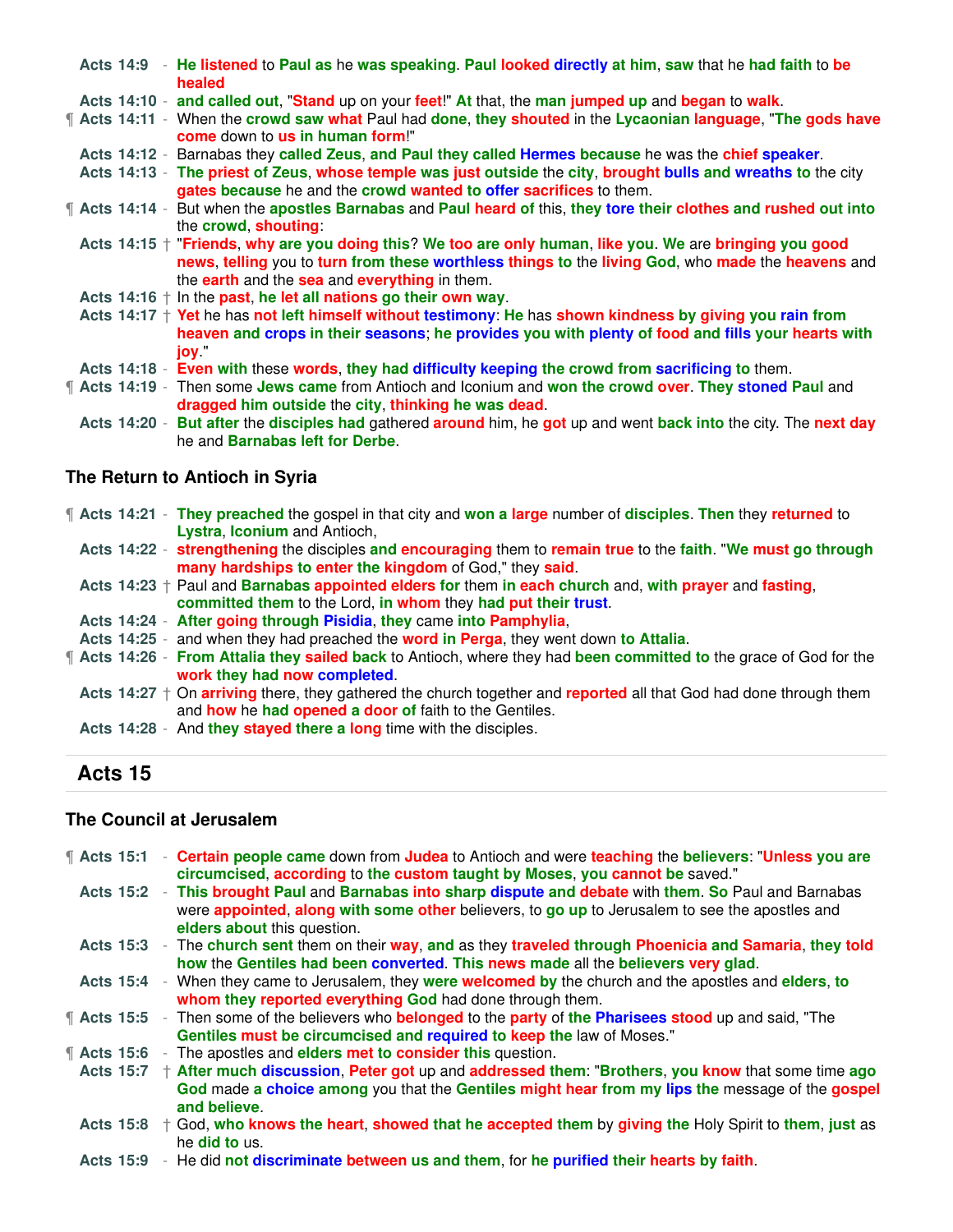Acts 14:9 - He listened to Paul as he was speaking. Paul looked directly at him, saw that he had faith to be healed

Acts 14:10 - and called out, "Stand up on your feet!" At that, the man jumped up and began to walk.

¶ Acts 14:11 - When the crowd saw what Paul had done, they shouted in the Lycaonian language, "The gods have come down to us in human form!"

Acts 14:12 - Barnabas they called Zeus, and Paul they called Hermes because he was the chief speaker.

Acts 14:13 - The priest of Zeus, whose temple was just outside the city, brought bulls and wreaths to the city gates because he and the crowd wanted to offer sacrifices to them.

¶ Acts 14:14 - But when the apostles Barnabas and Paul heard of this, they tore their clothes and rushed out into the crowd, shouting:

Acts 14:15 † "Friends, why are you doing this? We too are only human, like you. We are bringing you good news, telling you to turn from these worthless things to the living God, who made the heavens and the earth and the sea and everything in them.

Acts 14:16 † In the past, he let all nations go their own way.

Acts 14:17 † Yet he has not left himself without testimony: He has shown kindness by giving you rain from heaven and crops in their seasons; he provides you with plenty of food and fills your hearts with joy."

Acts 14:18 - Even with these words, they had difficulty keeping the crowd from sacrificing to them.

¶ Acts 14:19 - Then some Jews came from Antioch and Iconium and won the crowd over. They stoned Paul and dragged him outside the city, thinking he was dead.

Acts 14:20 - But after the disciples had gathered around him, he got up and went back into the city. The next day he and Barnabas left for Derbe.

### The Return to Antioch in Syria

¶ Acts 14:21 - They preached the gospel in that city and won a large number of disciples. Then they returned to Lystra, Iconium and Antioch,

Acts 14:22 - strengthening the disciples and encouraging them to remain true to the faith. "We must go through many hardships to enter the kingdom of God," they said.

Acts 14:23 † Paul and Barnabas appointed elders for them in each church and, with prayer and fasting, committed them to the Lord, in whom they had put their trust.

Acts 14:24 - After going through Pisidia, they came into Pamphylia,

Acts 14:25 - and when they had preached the word in Perga, they went down to Attalia.

¶ Acts 14:26 - From Attalia they sailed back to Antioch, where they had been committed to the grace of God for the work they had now completed.

Acts 14:27 † On arriving there, they gathered the church together and reported all that God had done through them and how he had opened a door of faith to the Gentiles.

Acts 14:28 - And they stayed there a long time with the disciples.

## Acts 15

### The Council at Jerusalem

¶ Acts 15:1 - Certain people came down from Judea to Antioch and were teaching the believers: "Unless you are circumcised, according to the custom taught by Moses, you cannot be saved."

Acts 15:2 - This brought Paul and Barnabas into sharp dispute and debate with them. So Paul and Barnabas were appointed, along with some other believers, to go up to Jerusalem to see the apostles and elders about this question.

Acts 15:3 - The church sent them on their way, and as they traveled through Phoenicia and Samaria, they told how the Gentiles had been converted. This news made all the believers very glad.

Acts 15:4 - When they came to Jerusalem, they were welcomed by the church and the apostles and elders, to whom they reported everything God had done through them.

¶ Acts 15:5 - Then some of the believers who belonged to the party of the Pharisees stood up and said, "The Gentiles must be circumcised and required to keep the law of Moses."

¶ Acts 15:6 - The apostles and elders met to consider this question.

Acts 15:7 † After much discussion, Peter got up and addressed them: "Brothers, you know that some time ago God made a choice among you that the Gentiles might hear from my lips the message of the gospel and believe.

Acts 15:8 † God, who knows the heart, showed that he accepted them by giving the Holy Spirit to them, just as he did to us.

Acts 15:9 - He did not discriminate between us and them, for he purified their hearts by faith.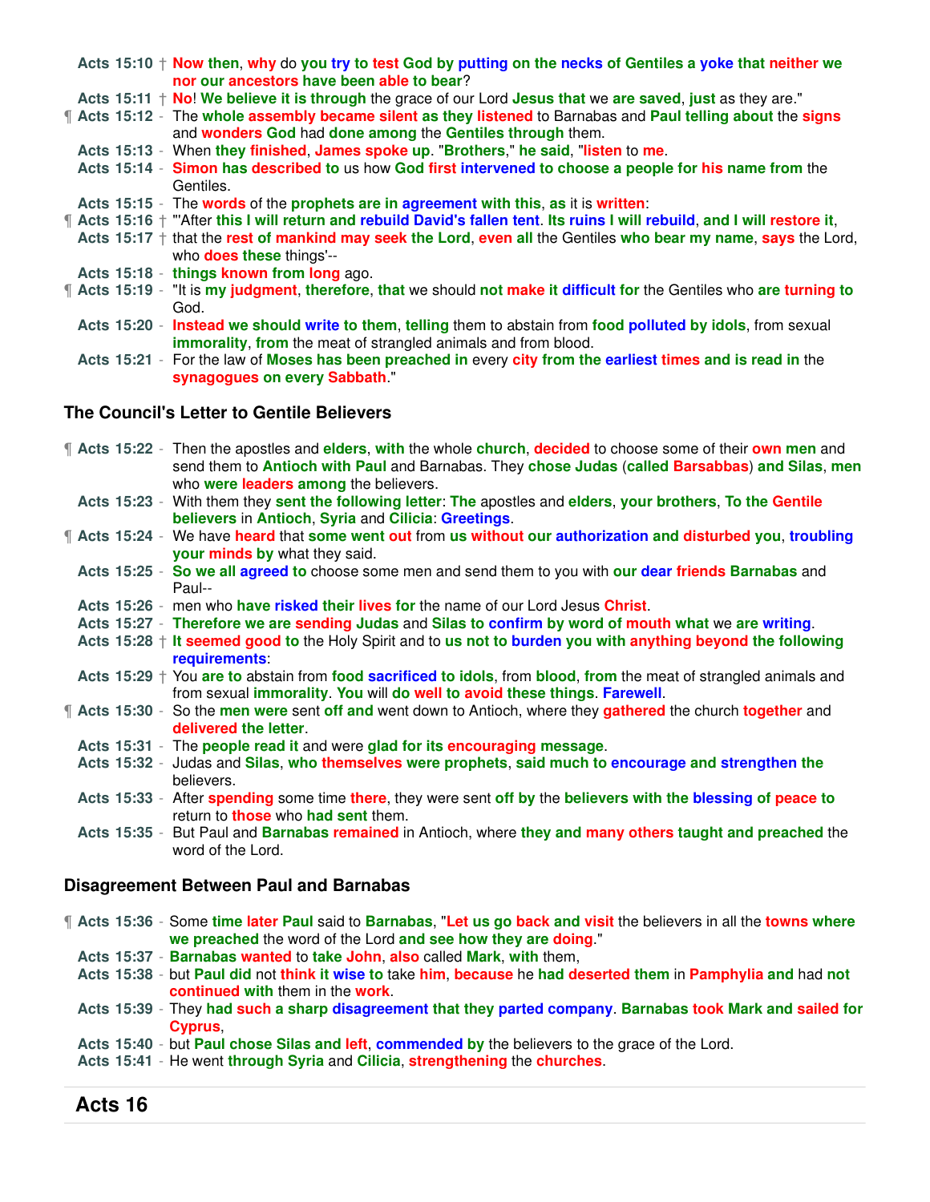Acts 15:10 † Now then, why do you try to test God by putting on the necks of Gentiles a yoke that neither we nor our ancestors have been able to bear?

Acts 15:11 † No! We believe it is through the grace of our Lord Jesus that we are saved, just as they are."

¶ Acts 15:12 - The whole assembly became silent as they listened to Barnabas and Paul telling about the signs and wonders God had done among the Gentiles through them.

Acts 15:13 - When they finished, James spoke up. "Brothers," he said, "listen to me.

Acts 15:14 - Simon has described to us how God first intervened to choose a people for his name from the Gentiles.

Acts 15:15 - The words of the prophets are in agreement with this, as it is written:

¶ Acts 15:16 † "'After this I will return and rebuild David's fallen tent. Its ruins I will rebuild, and I will restore it,

Acts 15:17 † that the rest of mankind may seek the Lord, even all the Gentiles who bear my name, says the Lord, who does these things'--

Acts 15:18 - things known from long ago.

¶ Acts 15:19 - "It is my judgment, therefore, that we should not make it difficult for the Gentiles who are turning to God.

Acts 15:20 - Instead we should write to them, telling them to abstain from food polluted by idols, from sexual immorality, from the meat of strangled animals and from blood.

Acts 15:21 - For the law of Moses has been preached in every city from the earliest times and is read in the synagogues on every Sabbath."

### The Council's Letter to Gentile Believers

¶ Acts 15:22 - Then the apostles and elders, with the whole church, decided to choose some of their own men and send them to Antioch with Paul and Barnabas. They chose Judas (called Barsabbas) and Silas, men who were leaders among the believers.

Acts 15:23 - With them they sent the following letter: The apostles and elders, your brothers, To the Gentile believers in Antioch, Syria and Cilicia: Greetings.

¶ Acts 15:24 - We have heard that some went out from us without our authorization and disturbed you, troubling your minds by what they said.

Acts 15:25 - So we all agreed to choose some men and send them to you with our dear friends Barnabas and Paul--

Acts 15:26 - men who have risked their lives for the name of our Lord Jesus Christ.

Acts 15:27 - Therefore we are sending Judas and Silas to confirm by word of mouth what we are writing.

Acts 15:28 † It seemed good to the Holy Spirit and to us not to burden you with anything beyond the following requirements:

Acts 15:29 † You are to abstain from food sacrificed to idols, from blood, from the meat of strangled animals and from sexual immorality. You will do well to avoid these things. Farewell.

¶ Acts 15:30 - So the men were sent off and went down to Antioch, where they gathered the church together and delivered the letter.

Acts 15:31 - The people read it and were glad for its encouraging message.

Acts 15:32 - Judas and Silas, who themselves were prophets, said much to encourage and strengthen the believers.

Acts 15:33 - After spending some time there, they were sent off by the believers with the blessing of peace to return to those who had sent them.

Acts 15:35 - But Paul and Barnabas remained in Antioch, where they and many others taught and preached the word of the Lord.

### Disagreement Between Paul and Barnabas

¶ Acts 15:36 - Some time later Paul said to Barnabas, "Let us go back and visit the believers in all the towns where we preached the word of the Lord and see how they are doing."

Acts 15:37 - Barnabas wanted to take John, also called Mark, with them,

Acts 15:38 - but Paul did not think it wise to take him, because he had deserted them in Pamphylia and had not continued with them in the work.

Acts 15:39 - They had such a sharp disagreement that they parted company. Barnabas took Mark and sailed for Cyprus,

Acts 15:40 - but Paul chose Silas and left, commended by the believers to the grace of the Lord.

Acts 15:41 - He went through Syria and Cilicia, strengthening the churches.

## Acts 16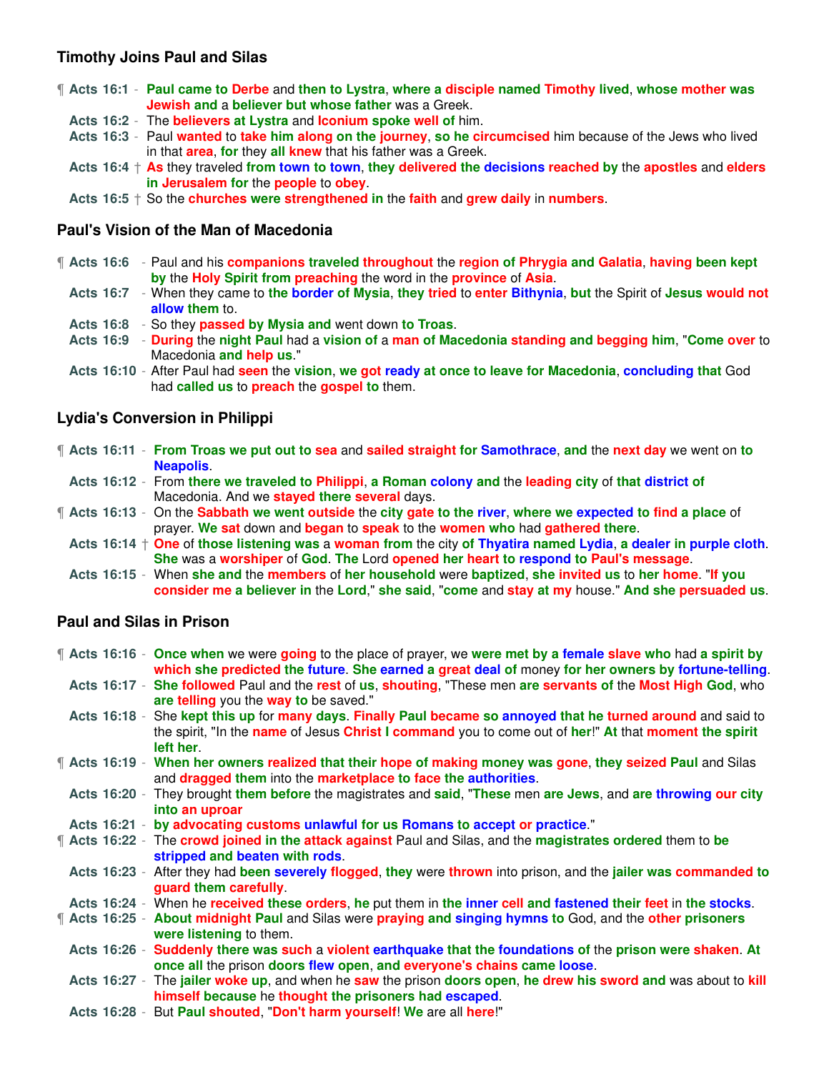### Timothy Joins Paul and Silas

¶ **Acts 16:1** - Paul came to Derbe and then to Lystra, where a disciple named Timothy lived, whose mother was Jewish and a believer but whose father was a Greek.
**Acts 16:2** - The believers at Lystra and Iconium spoke well of him.
**Acts 16:3** - Paul wanted to take him along on the journey, so he circumcised him because of the Jews who lived in that area, for they all knew that his father was a Greek.
**Acts 16:4** † As they traveled from town to town, they delivered the decisions reached by the apostles and elders in Jerusalem for the people to obey.
**Acts 16:5** † So the churches were strengthened in the faith and grew daily in numbers.

### Paul's Vision of the Man of Macedonia

¶ **Acts 16:6** - Paul and his companions traveled throughout the region of Phrygia and Galatia, having been kept by the Holy Spirit from preaching the word in the province of Asia.
**Acts 16:7** - When they came to the border of Mysia, they tried to enter Bithynia, but the Spirit of Jesus would not allow them to.
**Acts 16:8** - So they passed by Mysia and went down to Troas.
**Acts 16:9** - During the night Paul had a vision of a man of Macedonia standing and begging him, "Come over to Macedonia and help us."
**Acts 16:10** - After Paul had seen the vision, we got ready at once to leave for Macedonia, concluding that God had called us to preach the gospel to them.

### Lydia's Conversion in Philippi

¶ **Acts 16:11** - From Troas we put out to sea and sailed straight for Samothrace, and the next day we went on to Neapolis.
**Acts 16:12** - From there we traveled to Philippi, a Roman colony and the leading city of that district of Macedonia. And we stayed there several days.
¶ **Acts 16:13** - On the Sabbath we went outside the city gate to the river, where we expected to find a place of prayer. We sat down and began to speak to the women who had gathered there.
**Acts 16:14** † One of those listening was a woman from the city of Thyatira named Lydia, a dealer in purple cloth. She was a worshiper of God. The Lord opened her heart to respond to Paul's message.
**Acts 16:15** - When she and the members of her household were baptized, she invited us to her home. "If you consider me a believer in the Lord," she said, "come and stay at my house." And she persuaded us.

### Paul and Silas in Prison

¶ **Acts 16:16** - Once when we were going to the place of prayer, we were met by a female slave who had a spirit by which she predicted the future. She earned a great deal of money for her owners by fortune-telling.
**Acts 16:17** - She followed Paul and the rest of us, shouting, "These men are servants of the Most High God, who are telling you the way to be saved."
**Acts 16:18** - She kept this up for many days. Finally Paul became so annoyed that he turned around and said to the spirit, "In the name of Jesus Christ I command you to come out of her!" At that moment the spirit left her.
¶ **Acts 16:19** - When her owners realized that their hope of making money was gone, they seized Paul and Silas and dragged them into the marketplace to face the authorities.
**Acts 16:20** - They brought them before the magistrates and said, "These men are Jews, and are throwing our city into an uproar
**Acts 16:21** - by advocating customs unlawful for us Romans to accept or practice."
¶ **Acts 16:22** - The crowd joined in the attack against Paul and Silas, and the magistrates ordered them to be stripped and beaten with rods.
**Acts 16:23** - After they had been severely flogged, they were thrown into prison, and the jailer was commanded to guard them carefully.
**Acts 16:24** - When he received these orders, he put them in the inner cell and fastened their feet in the stocks.
¶ **Acts 16:25** - About midnight Paul and Silas were praying and singing hymns to God, and the other prisoners were listening to them.
**Acts 16:26** - Suddenly there was such a violent earthquake that the foundations of the prison were shaken. At once all the prison doors flew open, and everyone's chains came loose.
**Acts 16:27** - The jailer woke up, and when he saw the prison doors open, he drew his sword and was about to kill himself because he thought the prisoners had escaped.
**Acts 16:28** - But Paul shouted, "Don't harm yourself! We are all here!"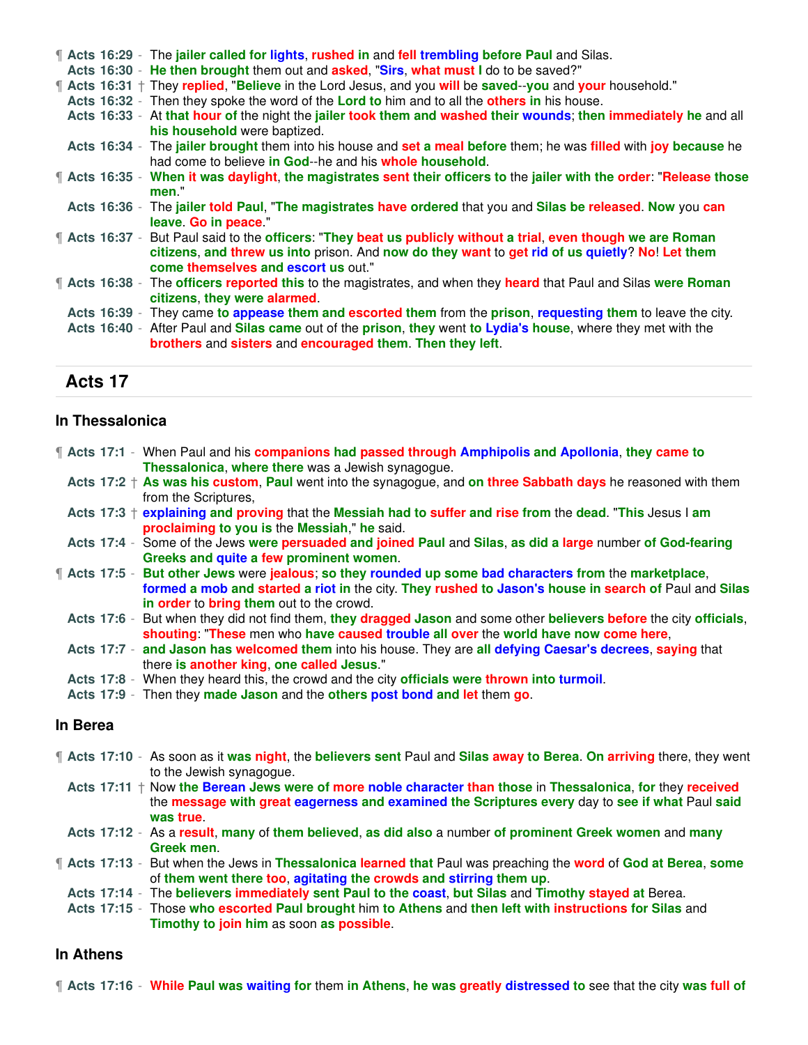¶ **Acts 16:29** - The jailer called for lights, rushed in and fell trembling before Paul and Silas.
**Acts 16:30** - He then brought them out and asked, "Sirs, what must I do to be saved?"
¶ **Acts 16:31** † They replied, "Believe in the Lord Jesus, and you will be saved--you and your household."
**Acts 16:32** - Then they spoke the word of the Lord to him and to all the others in his house.
**Acts 16:33** - At that hour of the night the jailer took them and washed their wounds; then immediately he and all his household were baptized.
**Acts 16:34** - The jailer brought them into his house and set a meal before them; he was filled with joy because he had come to believe in God--he and his whole household.
¶ **Acts 16:35** - When it was daylight, the magistrates sent their officers to the jailer with the order: "Release those men."
**Acts 16:36** - The jailer told Paul, "The magistrates have ordered that you and Silas be released. Now you can leave. Go in peace."
¶ **Acts 16:37** - But Paul said to the officers: "They beat us publicly without a trial, even though we are Roman citizens, and threw us into prison. And now do they want to get rid of us quietly? No! Let them come themselves and escort us out."
¶ **Acts 16:38** - The officers reported this to the magistrates, and when they heard that Paul and Silas were Roman citizens, they were alarmed.
**Acts 16:39** - They came to appease them and escorted them from the prison, requesting them to leave the city.
**Acts 16:40** - After Paul and Silas came out of the prison, they went to Lydia's house, where they met with the brothers and sisters and encouraged them. Then they left.

## Acts 17

### In Thessalonica

¶ **Acts 17:1** - When Paul and his companions had passed through Amphipolis and Apollonia, they came to Thessalonica, where there was a Jewish synagogue.
**Acts 17:2** † As was his custom, Paul went into the synagogue, and on three Sabbath days he reasoned with them from the Scriptures,
**Acts 17:3** † explaining and proving that the Messiah had to suffer and rise from the dead. "This Jesus I am proclaiming to you is the Messiah," he said.
**Acts 17:4** - Some of the Jews were persuaded and joined Paul and Silas, as did a large number of God-fearing Greeks and quite a few prominent women.
¶ **Acts 17:5** - But other Jews were jealous; so they rounded up some bad characters from the marketplace, formed a mob and started a riot in the city. They rushed to Jason's house in search of Paul and Silas in order to bring them out to the crowd.
**Acts 17:6** - But when they did not find them, they dragged Jason and some other believers before the city officials, shouting: "These men who have caused trouble all over the world have now come here,
**Acts 17:7** - and Jason has welcomed them into his house. They are all defying Caesar's decrees, saying that there is another king, one called Jesus."
**Acts 17:8** - When they heard this, the crowd and the city officials were thrown into turmoil.
**Acts 17:9** - Then they made Jason and the others post bond and let them go.

### In Berea

¶ **Acts 17:10** - As soon as it was night, the believers sent Paul and Silas away to Berea. On arriving there, they went to the Jewish synagogue.
**Acts 17:11** † Now the Berean Jews were of more noble character than those in Thessalonica, for they received the message with great eagerness and examined the Scriptures every day to see if what Paul said was true.
**Acts 17:12** - As a result, many of them believed, as did also a number of prominent Greek women and many Greek men.
¶ **Acts 17:13** - But when the Jews in Thessalonica learned that Paul was preaching the word of God at Berea, some of them went there too, agitating the crowds and stirring them up.
**Acts 17:14** - The believers immediately sent Paul to the coast, but Silas and Timothy stayed at Berea.
**Acts 17:15** - Those who escorted Paul brought him to Athens and then left with instructions for Silas and Timothy to join him as soon as possible.

### In Athens

¶ **Acts 17:16** - While Paul was waiting for them in Athens, he was greatly distressed to see that the city was full of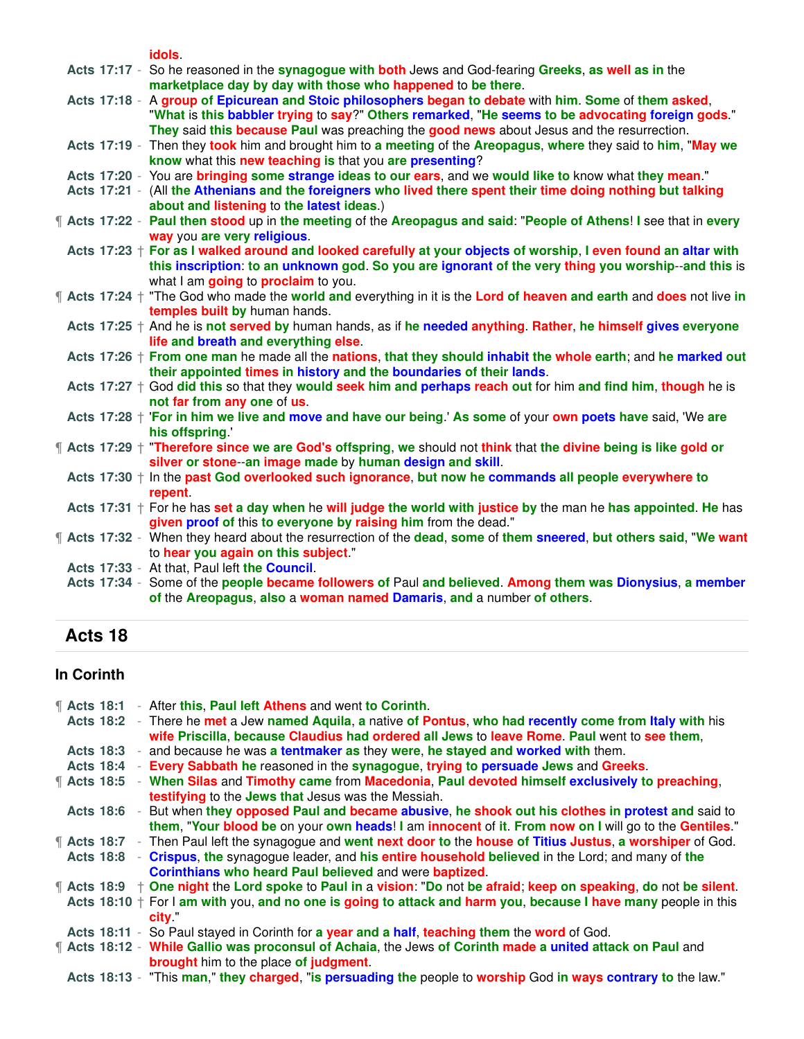idols.

**Acts 17:17** - So he reasoned in the synagogue with both Jews and God-fearing Greeks, as well as in the marketplace day by day with those who happened to be there.

**Acts 17:18** - A group of Epicurean and Stoic philosophers began to debate with him. Some of them asked, "What is this babbler trying to say?" Others remarked, "He seems to be advocating foreign gods." They said this because Paul was preaching the good news about Jesus and the resurrection.

**Acts 17:19** - Then they took him and brought him to a meeting of the Areopagus, where they said to him, "May we know what this new teaching is that you are presenting?

**Acts 17:20** - You are bringing some strange ideas to our ears, and we would like to know what they mean."

**Acts 17:21** - (All the Athenians and the foreigners who lived there spent their time doing nothing but talking about and listening to the latest ideas.)

¶ **Acts 17:22** - Paul then stood up in the meeting of the Areopagus and said: "People of Athens! I see that in every way you are very religious.

**Acts 17:23** † For as I walked around and looked carefully at your objects of worship, I even found an altar with this inscription: to an unknown god. So you are ignorant of the very thing you worship--and this is what I am going to proclaim to you.

¶ **Acts 17:24** † "The God who made the world and everything in it is the Lord of heaven and earth and does not live in temples built by human hands.

**Acts 17:25** † And he is not served by human hands, as if he needed anything. Rather, he himself gives everyone life and breath and everything else.

**Acts 17:26** † From one man he made all the nations, that they should inhabit the whole earth; and he marked out their appointed times in history and the boundaries of their lands.

**Acts 17:27** † God did this so that they would seek him and perhaps reach out for him and find him, though he is not far from any one of us.

**Acts 17:28** † 'For in him we live and move and have our being.' As some of your own poets have said, 'We are his offspring.'

¶ **Acts 17:29** † "Therefore since we are God's offspring, we should not think that the divine being is like gold or silver or stone--an image made by human design and skill.

**Acts 17:30** † In the past God overlooked such ignorance, but now he commands all people everywhere to repent.

**Acts 17:31** † For he has set a day when he will judge the world with justice by the man he has appointed. He has given proof of this to everyone by raising him from the dead."

¶ **Acts 17:32** - When they heard about the resurrection of the dead, some of them sneered, but others said, "We want to hear you again on this subject."

**Acts 17:33** - At that, Paul left the Council.

**Acts 17:34** - Some of the people became followers of Paul and believed. Among them was Dionysius, a member of the Areopagus, also a woman named Damaris, and a number of others.

## Acts 18

### In Corinth

¶ **Acts 18:1** - After this, Paul left Athens and went to Corinth.

**Acts 18:2** - There he met a Jew named Aquila, a native of Pontus, who had recently come from Italy with his wife Priscilla, because Claudius had ordered all Jews to leave Rome. Paul went to see them,

**Acts 18:3** - and because he was a tentmaker as they were, he stayed and worked with them.

**Acts 18:4** - Every Sabbath he reasoned in the synagogue, trying to persuade Jews and Greeks.

¶ **Acts 18:5** - When Silas and Timothy came from Macedonia, Paul devoted himself exclusively to preaching, testifying to the Jews that Jesus was the Messiah.

**Acts 18:6** - But when they opposed Paul and became abusive, he shook out his clothes in protest and said to them, "Your blood be on your own heads! I am innocent of it. From now on I will go to the Gentiles."

¶ **Acts 18:7** - Then Paul left the synagogue and went next door to the house of Titius Justus, a worshiper of God.

**Acts 18:8** - Crispus, the synagogue leader, and his entire household believed in the Lord; and many of the Corinthians who heard Paul believed and were baptized.

¶ **Acts 18:9** † One night the Lord spoke to Paul in a vision: "Do not be afraid; keep on speaking, do not be silent.

**Acts 18:10** † For I am with you, and no one is going to attack and harm you, because I have many people in this city."

**Acts 18:11** - So Paul stayed in Corinth for a year and a half, teaching them the word of God.

¶ **Acts 18:12** - While Gallio was proconsul of Achaia, the Jews of Corinth made a united attack on Paul and brought him to the place of judgment.

**Acts 18:13** - "This man," they charged, "is persuading the people to worship God in ways contrary to the law."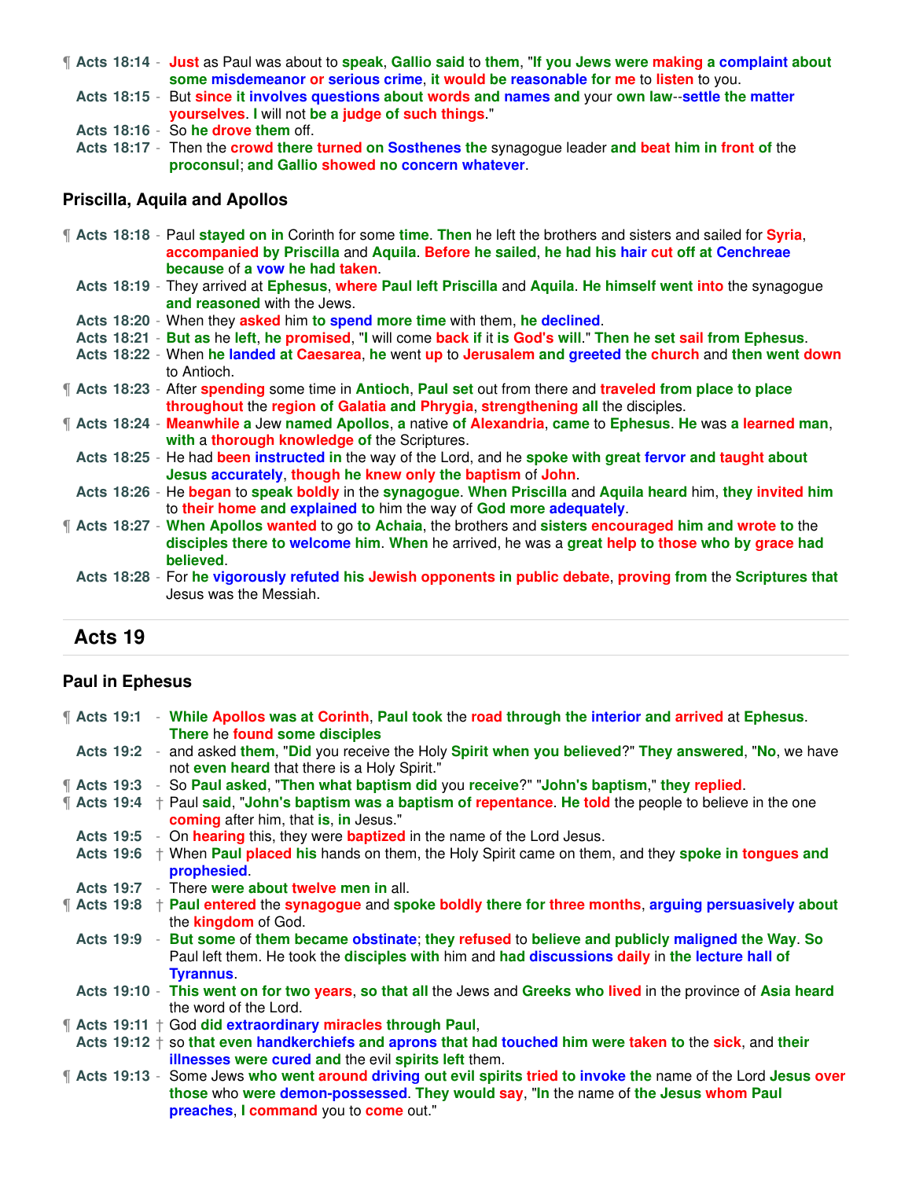¶ **Acts 18:14** - Just as Paul was about to speak, Gallio said to them, "If you Jews were making a complaint about some misdemeanor or serious crime, it would be reasonable for me to listen to you.
**Acts 18:15** - But since it involves questions about words and names and your own law--settle the matter yourselves. I will not be a judge of such things."
**Acts 18:16** - So he drove them off.
**Acts 18:17** - Then the crowd there turned on Sosthenes the synagogue leader and beat him in front of the proconsul; and Gallio showed no concern whatever.

### Priscilla, Aquila and Apollos

¶ **Acts 18:18** - Paul stayed on in Corinth for some time. Then he left the brothers and sisters and sailed for Syria, accompanied by Priscilla and Aquila. Before he sailed, he had his hair cut off at Cenchreae because of a vow he had taken.
**Acts 18:19** - They arrived at Ephesus, where Paul left Priscilla and Aquila. He himself went into the synagogue and reasoned with the Jews.
**Acts 18:20** - When they asked him to spend more time with them, he declined.
**Acts 18:21** - But as he left, he promised, "I will come back if it is God's will." Then he set sail from Ephesus.
**Acts 18:22** - When he landed at Caesarea, he went up to Jerusalem and greeted the church and then went down to Antioch.
¶ **Acts 18:23** - After spending some time in Antioch, Paul set out from there and traveled from place to place throughout the region of Galatia and Phrygia, strengthening all the disciples.
¶ **Acts 18:24** - Meanwhile a Jew named Apollos, a native of Alexandria, came to Ephesus. He was a learned man, with a thorough knowledge of the Scriptures.
**Acts 18:25** - He had been instructed in the way of the Lord, and he spoke with great fervor and taught about Jesus accurately, though he knew only the baptism of John.
**Acts 18:26** - He began to speak boldly in the synagogue. When Priscilla and Aquila heard him, they invited him to their home and explained to him the way of God more adequately.
¶ **Acts 18:27** - When Apollos wanted to go to Achaia, the brothers and sisters encouraged him and wrote to the disciples there to welcome him. When he arrived, he was a great help to those who by grace had believed.
**Acts 18:28** - For he vigorously refuted his Jewish opponents in public debate, proving from the Scriptures that Jesus was the Messiah.

## Acts 19

### Paul in Ephesus

¶ **Acts 19:1** - While Apollos was at Corinth, Paul took the road through the interior and arrived at Ephesus. There he found some disciples
**Acts 19:2** - and asked them, "Did you receive the Holy Spirit when you believed?" They answered, "No, we have not even heard that there is a Holy Spirit."
¶ **Acts 19:3** - So Paul asked, "Then what baptism did you receive?" "John's baptism," they replied.
¶ **Acts 19:4** † Paul said, "John's baptism was a baptism of repentance. He told the people to believe in the one coming after him, that is, in Jesus."
**Acts 19:5** - On hearing this, they were baptized in the name of the Lord Jesus.
**Acts 19:6** † When Paul placed his hands on them, the Holy Spirit came on them, and they spoke in tongues and prophesied.
**Acts 19:7** - There were about twelve men in all.
¶ **Acts 19:8** † Paul entered the synagogue and spoke boldly there for three months, arguing persuasively about the kingdom of God.
**Acts 19:9** - But some of them became obstinate; they refused to believe and publicly maligned the Way. So Paul left them. He took the disciples with him and had discussions daily in the lecture hall of Tyrannus.
**Acts 19:10** - This went on for two years, so that all the Jews and Greeks who lived in the province of Asia heard the word of the Lord.
¶ **Acts 19:11** † God did extraordinary miracles through Paul,
**Acts 19:12** † so that even handkerchiefs and aprons that had touched him were taken to the sick, and their illnesses were cured and the evil spirits left them.
¶ **Acts 19:13** - Some Jews who went around driving out evil spirits tried to invoke the name of the Lord Jesus over those who were demon-possessed. They would say, "In the name of the Jesus whom Paul preaches, I command you to come out."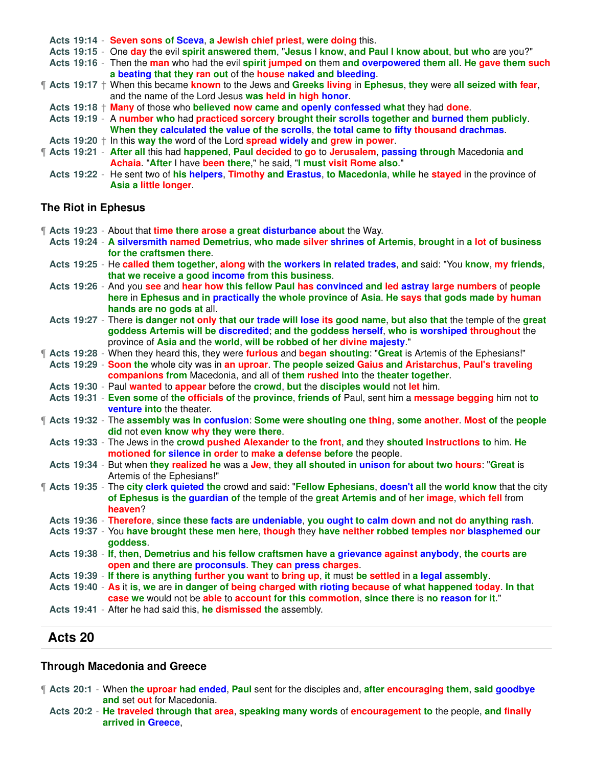Acts 19:14 - Seven sons of Sceva, a Jewish chief priest, were doing this.
Acts 19:15 - One day the evil spirit answered them, "Jesus I know, and Paul I know about, but who are you?"
Acts 19:16 - Then the man who had the evil spirit jumped on them and overpowered them all. He gave them such a beating that they ran out of the house naked and bleeding.
¶ Acts 19:17 † When this became known to the Jews and Greeks living in Ephesus, they were all seized with fear, and the name of the Lord Jesus was held in high honor.
Acts 19:18 † Many of those who believed now came and openly confessed what they had done.
Acts 19:19 - A number who had practiced sorcery brought their scrolls together and burned them publicly. When they calculated the value of the scrolls, the total came to fifty thousand drachmas.
Acts 19:20 † In this way the word of the Lord spread widely and grew in power.
¶ Acts 19:21 - After all this had happened, Paul decided to go to Jerusalem, passing through Macedonia and Achaia. "After I have been there," he said, "I must visit Rome also."
Acts 19:22 - He sent two of his helpers, Timothy and Erastus, to Macedonia, while he stayed in the province of Asia a little longer.

### The Riot in Ephesus

¶ Acts 19:23 - About that time there arose a great disturbance about the Way.
Acts 19:24 - A silversmith named Demetrius, who made silver shrines of Artemis, brought in a lot of business for the craftsmen there.
Acts 19:25 - He called them together, along with the workers in related trades, and said: "You know, my friends, that we receive a good income from this business.
Acts 19:26 - And you see and hear how this fellow Paul has convinced and led astray large numbers of people here in Ephesus and in practically the whole province of Asia. He says that gods made by human hands are no gods at all.
Acts 19:27 - There is danger not only that our trade will lose its good name, but also that the temple of the great goddess Artemis will be discredited; and the goddess herself, who is worshiped throughout the province of Asia and the world, will be robbed of her divine majesty."
¶ Acts 19:28 - When they heard this, they were furious and began shouting: "Great is Artemis of the Ephesians!"
Acts 19:29 - Soon the whole city was in an uproar. The people seized Gaius and Aristarchus, Paul's traveling companions from Macedonia, and all of them rushed into the theater together.
Acts 19:30 - Paul wanted to appear before the crowd, but the disciples would not let him.
Acts 19:31 - Even some of the officials of the province, friends of Paul, sent him a message begging him not to venture into the theater.
¶ Acts 19:32 - The assembly was in confusion: Some were shouting one thing, some another. Most of the people did not even know why they were there.
Acts 19:33 - The Jews in the crowd pushed Alexander to the front, and they shouted instructions to him. He motioned for silence in order to make a defense before the people.
Acts 19:34 - But when they realized he was a Jew, they all shouted in unison for about two hours: "Great is Artemis of the Ephesians!"
¶ Acts 19:35 - The city clerk quieted the crowd and said: "Fellow Ephesians, doesn't all the world know that the city of Ephesus is the guardian of the temple of the great Artemis and of her image, which fell from heaven?
Acts 19:36 - Therefore, since these facts are undeniable, you ought to calm down and not do anything rash.
Acts 19:37 - You have brought these men here, though they have neither robbed temples nor blasphemed our goddess.
Acts 19:38 - If, then, Demetrius and his fellow craftsmen have a grievance against anybody, the courts are open and there are proconsuls. They can press charges.
Acts 19:39 - If there is anything further you want to bring up, it must be settled in a legal assembly.
Acts 19:40 - As it is, we are in danger of being charged with rioting because of what happened today. In that case we would not be able to account for this commotion, since there is no reason for it."
Acts 19:41 - After he had said this, he dismissed the assembly.

## Acts 20

### Through Macedonia and Greece

¶ Acts 20:1 - When the uproar had ended, Paul sent for the disciples and, after encouraging them, said goodbye and set out for Macedonia.
Acts 20:2 - He traveled through that area, speaking many words of encouragement to the people, and finally arrived in Greece,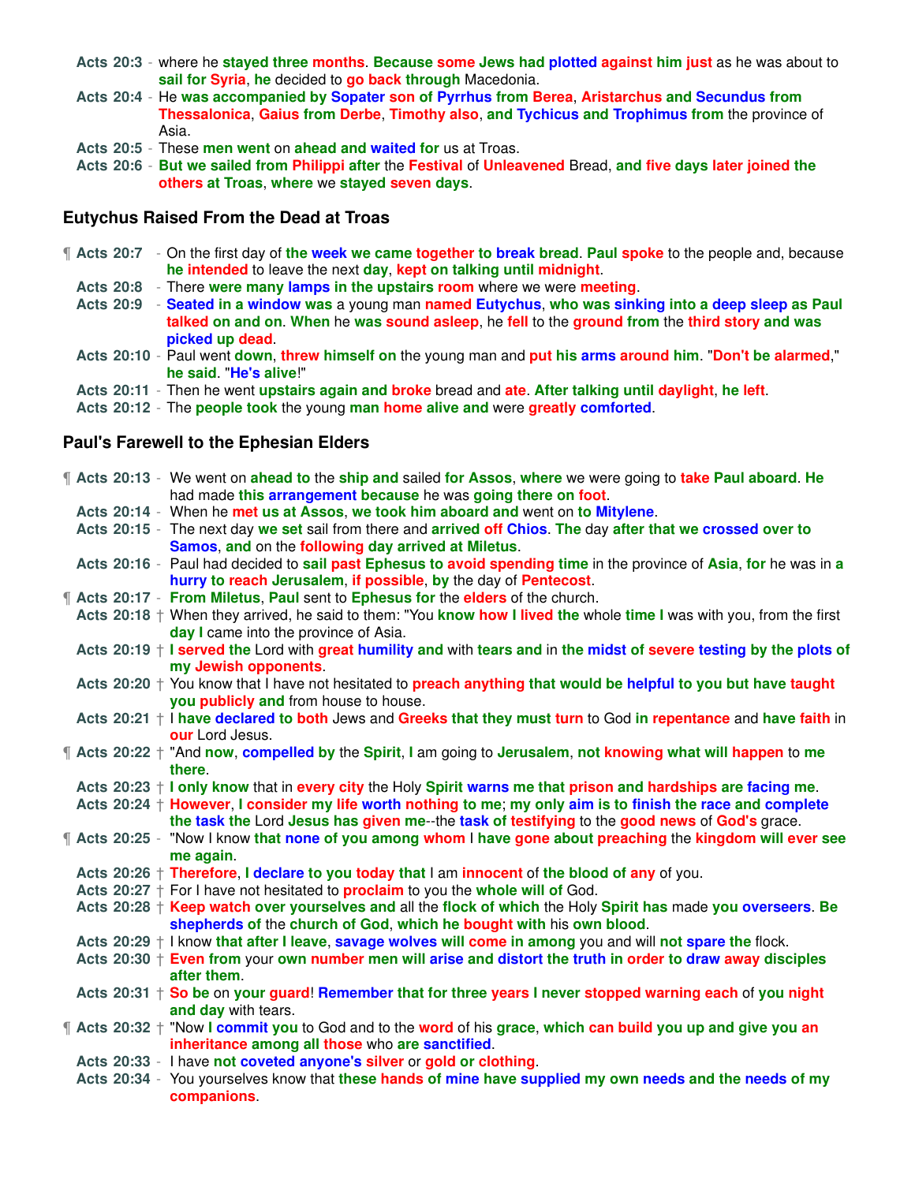**Acts 20:3** - where he stayed three months. Because some Jews had plotted against him just as he was about to sail for Syria, he decided to go back through Macedonia.
**Acts 20:4** - He was accompanied by Sopater son of Pyrrhus from Berea, Aristarchus and Secundus from Thessalonica, Gaius from Derbe, Timothy also, and Tychicus and Trophimus from the province of Asia.
**Acts 20:5** - These men went on ahead and waited for us at Troas.
**Acts 20:6** - But we sailed from Philippi after the Festival of Unleavened Bread, and five days later joined the others at Troas, where we stayed seven days.

### Eutychus Raised From the Dead at Troas

¶ **Acts 20:7** - On the first day of the week we came together to break bread. Paul spoke to the people and, because he intended to leave the next day, kept on talking until midnight.
**Acts 20:8** - There were many lamps in the upstairs room where we were meeting.
**Acts 20:9** - Seated in a window was a young man named Eutychus, who was sinking into a deep sleep as Paul talked on and on. When he was sound asleep, he fell to the ground from the third story and was picked up dead.
**Acts 20:10** - Paul went down, threw himself on the young man and put his arms around him. "Don't be alarmed," he said. "He's alive!"
**Acts 20:11** - Then he went upstairs again and broke bread and ate. After talking until daylight, he left.
**Acts 20:12** - The people took the young man home alive and were greatly comforted.

### Paul's Farewell to the Ephesian Elders

¶ **Acts 20:13** - We went on ahead to the ship and sailed for Assos, where we were going to take Paul aboard. He had made this arrangement because he was going there on foot.
**Acts 20:14** - When he met us at Assos, we took him aboard and went on to Mitylene.
**Acts 20:15** - The next day we set sail from there and arrived off Chios. The day after that we crossed over to Samos, and on the following day arrived at Miletus.
**Acts 20:16** - Paul had decided to sail past Ephesus to avoid spending time in the province of Asia, for he was in a hurry to reach Jerusalem, if possible, by the day of Pentecost.
¶ **Acts 20:17** - From Miletus, Paul sent to Ephesus for the elders of the church.
**Acts 20:18** † When they arrived, he said to them: "You know how I lived the whole time I was with you, from the first day I came into the province of Asia.
**Acts 20:19** † I served the Lord with great humility and with tears and in the midst of severe testing by the plots of my Jewish opponents.
**Acts 20:20** † You know that I have not hesitated to preach anything that would be helpful to you but have taught you publicly and from house to house.
**Acts 20:21** † I have declared to both Jews and Greeks that they must turn to God in repentance and have faith in our Lord Jesus.
¶ **Acts 20:22** † "And now, compelled by the Spirit, I am going to Jerusalem, not knowing what will happen to me there.
**Acts 20:23** † I only know that in every city the Holy Spirit warns me that prison and hardships are facing me.
**Acts 20:24** † However, I consider my life worth nothing to me; my only aim is to finish the race and complete the task the Lord Jesus has given me--the task of testifying to the good news of God's grace.
¶ **Acts 20:25** - "Now I know that none of you among whom I have gone about preaching the kingdom will ever see me again.
**Acts 20:26** † Therefore, I declare to you today that I am innocent of the blood of any of you.
**Acts 20:27** † For I have not hesitated to proclaim to you the whole will of God.
**Acts 20:28** † Keep watch over yourselves and all the flock of which the Holy Spirit has made you overseers. Be shepherds of the church of God, which he bought with his own blood.
**Acts 20:29** † I know that after I leave, savage wolves will come in among you and will not spare the flock.
**Acts 20:30** † Even from your own number men will arise and distort the truth in order to draw away disciples after them.
**Acts 20:31** † So be on your guard! Remember that for three years I never stopped warning each of you night and day with tears.
¶ **Acts 20:32** † "Now I commit you to God and to the word of his grace, which can build you up and give you an inheritance among all those who are sanctified.
**Acts 20:33** - I have not coveted anyone's silver or gold or clothing.
**Acts 20:34** - You yourselves know that these hands of mine have supplied my own needs and the needs of my companions.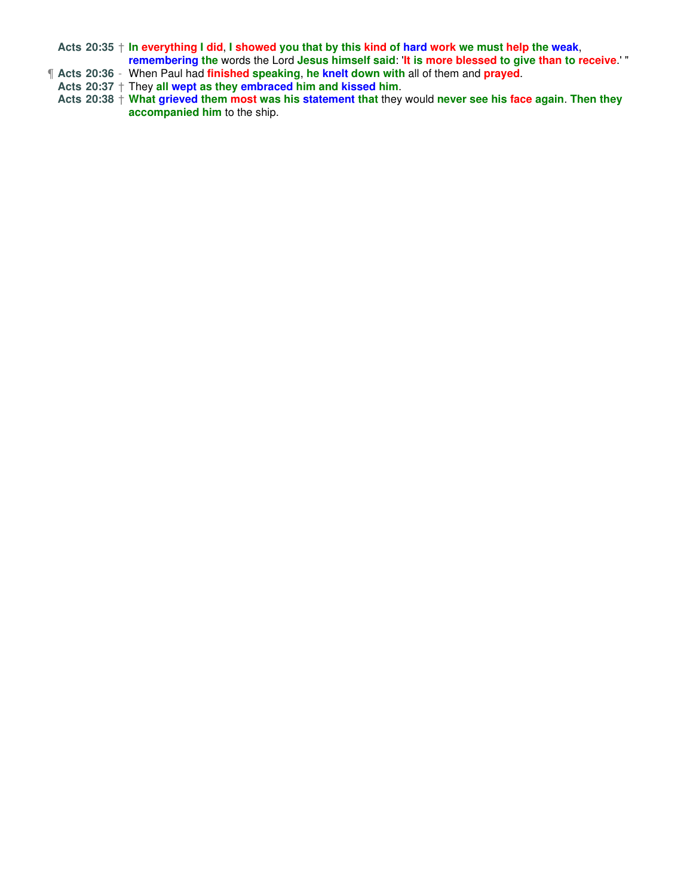**Acts 20:35** † **In everything I did**, **I showed you that by this kind of hard work we must help the weak**, **remembering the** words the Lord **Jesus himself said**: '**It is more blessed to give than to receive**.' "

¶ **Acts 20:36** - When Paul had **finished speaking**, **he knelt down with** all of them and **prayed**.

**Acts 20:37** † They **all wept as they embraced him and kissed him**.

**Acts 20:38** † **What grieved them most was his statement that** they would **never see his face again**. **Then they accompanied him** to the ship.